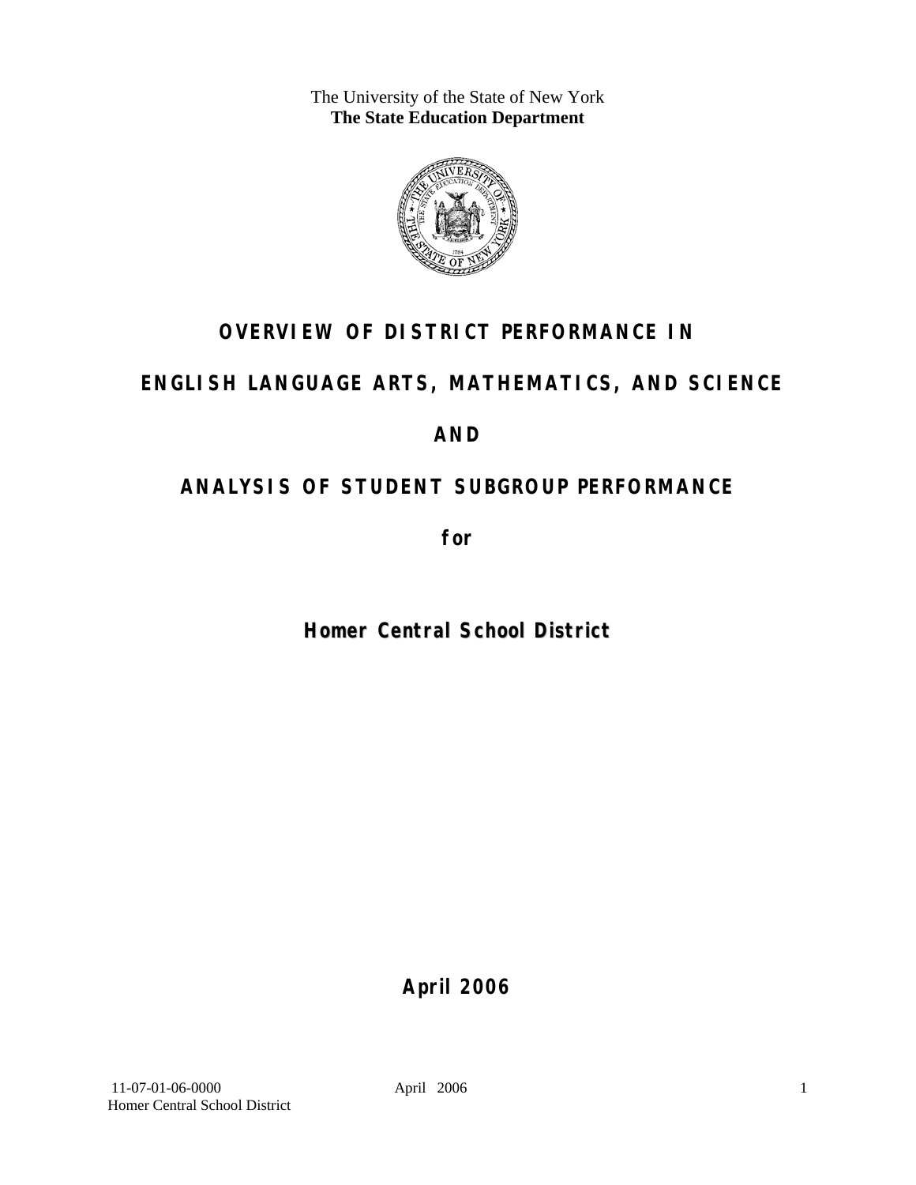The University of the State of New York
**The State Education Department**

# OVERVIEW OF DISTRICT PERFORMANCE IN

# ENGLISH LANGUAGE ARTS, MATHEMATICS, AND SCIENCE

# AND

# ANALYSIS OF STUDENT SUBGROUP PERFORMANCE

**for**

## Homer Central School District

**April 2006**

11-07-01-06-0000
Homer Central School District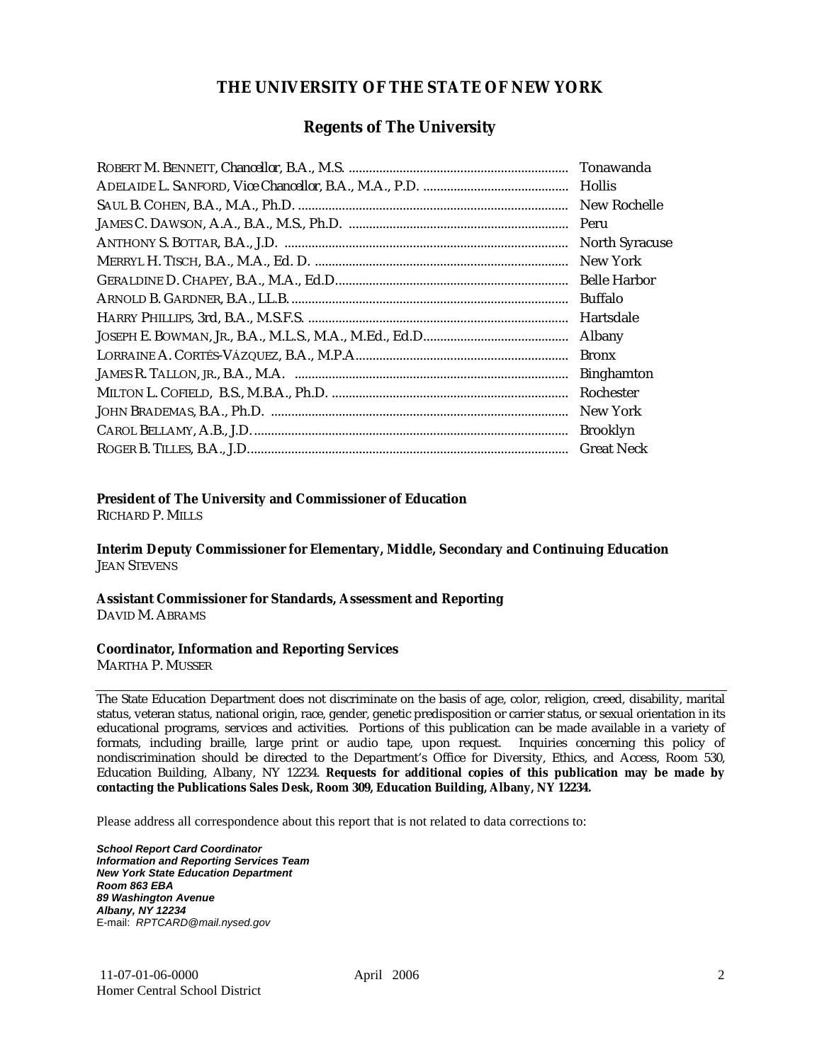# THE UNIVERSITY OF THE STATE OF NEW YORK

## Regents of The University

| | |
|---|---|
| ROBERT M. BENNETT, *Chancellor*, B.A., M.S. | Tonawanda |
| ADELAIDE L. SANFORD, *Vice Chancellor*, B.A., M.A., P.D. | Hollis |
| SAUL B. COHEN, B.A., M.A., Ph.D. | New Rochelle |
| JAMES C. DAWSON, A.A., B.A., M.S., Ph.D. | Peru |
| ANTHONY S. BOTTAR, B.A., J.D. | North Syracuse |
| MERRYL H. TISCH, B.A., M.A., Ed. D. | New York |
| GERALDINE D. CHAPEY, B.A., M.A., Ed.D. | Belle Harbor |
| ARNOLD B. GARDNER, B.A., LL.B. | Buffalo |
| HARRY PHILLIPS, 3rd, B.A., M.S.F.S. | Hartsdale |
| JOSEPH E. BOWMAN, JR., B.A., M.L.S., M.A., M.Ed., Ed.D. | Albany |
| LORRAINE A. CORTÉS-VÁZQUEZ, B.A., M.P.A. | Bronx |
| JAMES R. TALLON, JR., B.A., M.A. | Binghamton |
| MILTON L. COFIELD, B.S., M.B.A., Ph.D. | Rochester |
| JOHN BRADEMAS, B.A., Ph.D. | New York |
| CAROL BELLAMY, A.B., J.D. | Brooklyn |
| ROGER B. TILLES, B.A., J.D. | Great Neck |

**President of The University and Commissioner of Education**
RICHARD P. MILLS

**Interim Deputy Commissioner for Elementary, Middle, Secondary and Continuing Education**
JEAN STEVENS

**Assistant Commissioner for Standards, Assessment and Reporting**
DAVID M. ABRAMS

**Coordinator, Information and Reporting Services**
MARTHA P. MUSSER

---

The State Education Department does not discriminate on the basis of age, color, religion, creed, disability, marital status, veteran status, national origin, race, gender, genetic predisposition or carrier status, or sexual orientation in its educational programs, services and activities. Portions of this publication can be made available in a variety of formats, including braille, large print or audio tape, upon request. Inquiries concerning this policy of nondiscrimination should be directed to the Department's Office for Diversity, Ethics, and Access, Room 530, Education Building, Albany, NY 12234. **Requests for additional copies of this publication may be made by contacting the Publications Sales Desk, Room 309, Education Building, Albany, NY 12234.**

Please address all correspondence about this report that is not related to data corrections to:

***School Report Card Coordinator***
***Information and Reporting Services Team***
***New York State Education Department***
***Room 863 EBA***
***89 Washington Avenue***
***Albany, NY 12234***
E-mail: *RPTCARD@mail.nysed.gov*

11-07-01-06-0000 April 2006
Homer Central School District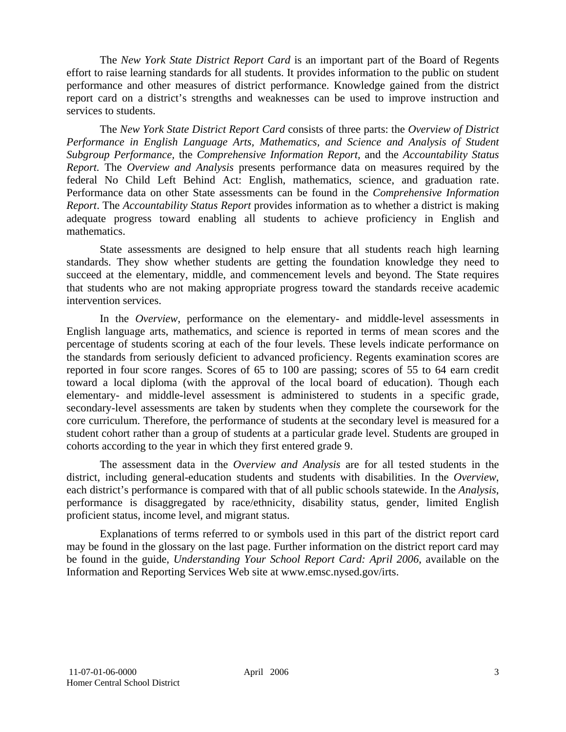The *New York State District Report Card* is an important part of the Board of Regents effort to raise learning standards for all students. It provides information to the public on student performance and other measures of district performance. Knowledge gained from the district report card on a district's strengths and weaknesses can be used to improve instruction and services to students.

The *New York State District Report Card* consists of three parts: the *Overview of District Performance in English Language Arts, Mathematics, and Science and Analysis of Student Subgroup Performance,* the *Comprehensive Information Report,* and the *Accountability Status Report.* The *Overview and Analysis* presents performance data on measures required by the federal No Child Left Behind Act: English, mathematics, science, and graduation rate. Performance data on other State assessments can be found in the *Comprehensive Information Report*. The *Accountability Status Report* provides information as to whether a district is making adequate progress toward enabling all students to achieve proficiency in English and mathematics.

State assessments are designed to help ensure that all students reach high learning standards. They show whether students are getting the foundation knowledge they need to succeed at the elementary, middle, and commencement levels and beyond. The State requires that students who are not making appropriate progress toward the standards receive academic intervention services.

In the *Overview*, performance on the elementary- and middle-level assessments in English language arts, mathematics, and science is reported in terms of mean scores and the percentage of students scoring at each of the four levels. These levels indicate performance on the standards from seriously deficient to advanced proficiency. Regents examination scores are reported in four score ranges. Scores of 65 to 100 are passing; scores of 55 to 64 earn credit toward a local diploma (with the approval of the local board of education). Though each elementary- and middle-level assessment is administered to students in a specific grade, secondary-level assessments are taken by students when they complete the coursework for the core curriculum. Therefore, the performance of students at the secondary level is measured for a student cohort rather than a group of students at a particular grade level. Students are grouped in cohorts according to the year in which they first entered grade 9.

The assessment data in the *Overview and Analysis* are for all tested students in the district, including general-education students and students with disabilities. In the *Overview*, each district's performance is compared with that of all public schools statewide. In the *Analysis*, performance is disaggregated by race/ethnicity, disability status, gender, limited English proficient status, income level, and migrant status.

Explanations of terms referred to or symbols used in this part of the district report card may be found in the glossary on the last page. Further information on the district report card may be found in the guide, *Understanding Your School Report Card: April 2006*, available on the Information and Reporting Services Web site at www.emsc.nysed.gov/irts.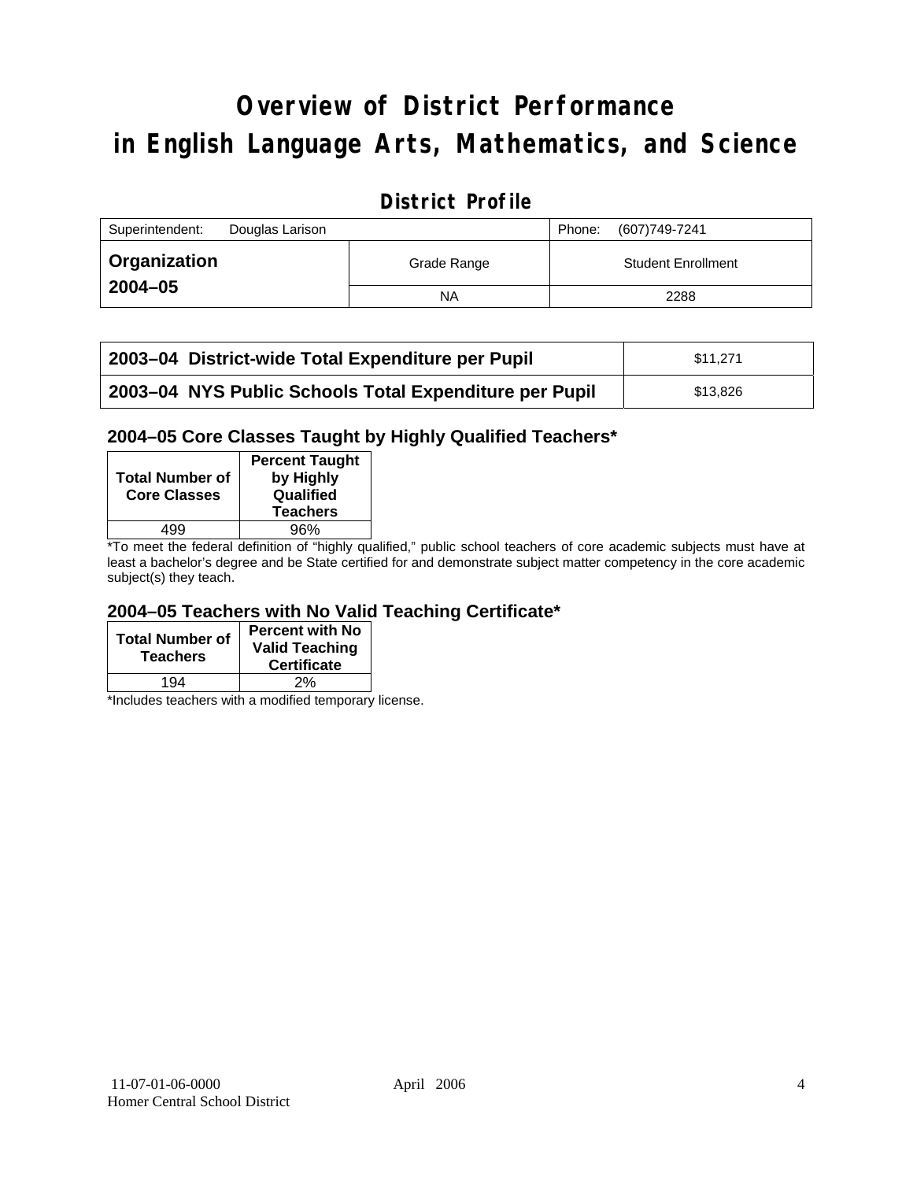# Overview of District Performance in English Language Arts, Mathematics, and Science

## District Profile

| Superintendent: Douglas Larison | | Phone: (607)749-7241 |
|---|---|---|
| **Organization 2004–05** | Grade Range | Student Enrollment |
| | NA | 2288 |

| | |
|---|---|
| **2003–04 District-wide Total Expenditure per Pupil** | $11,271 |
| **2003–04 NYS Public Schools Total Expenditure per Pupil** | $13,826 |

### 2004–05 Core Classes Taught by Highly Qualified Teachers*

| Total Number of Core Classes | Percent Taught by Highly Qualified Teachers |
|---|---|
| 499 | 96% |

*To meet the federal definition of "highly qualified," public school teachers of core academic subjects must have at least a bachelor's degree and be State certified for and demonstrate subject matter competency in the core academic subject(s) they teach.

### 2004–05 Teachers with No Valid Teaching Certificate*

| Total Number of Teachers | Percent with No Valid Teaching Certificate |
|---|---|
| 194 | 2% |

*Includes teachers with a modified temporary license.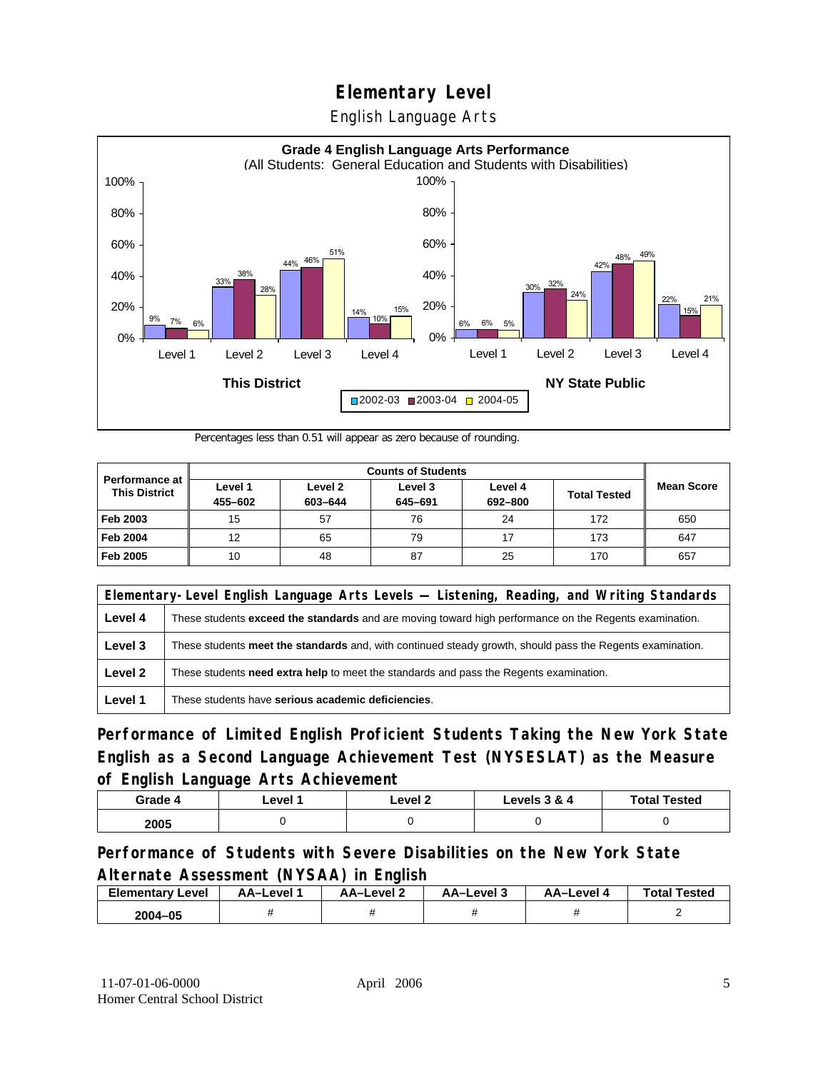# Elementary Level

English Language Arts

**Grade 4 English Language Arts Performance**
(All Students: General Education and Students with Disabilities)

100%
80%
60%
40%
20%
0%

9% 7% 6%
33% 38% 28%
44% 46% 51%
14% 10% 15%

Level 1 Level 2 Level 3 Level 4

**This District**

6% 6% 5%
30% 32% 24%
42% 48% 49%
22% 15% 21%

Level 1 Level 2 Level 3 Level 4

**NY State Public**

2002-03 2003-04 2004-05

Percentages less than 0.51 will appear as zero because of rounding.

| Performance at This District | Counts of Students | | | | | Mean Score |
|---|---|---|---|---|---|---|
| | Level 1 455–602 | Level 2 603–644 | Level 3 645–691 | Level 4 692–800 | Total Tested | |
| **Feb 2003** | 15 | 57 | 76 | 24 | 172 | 650 |
| **Feb 2004** | 12 | 65 | 79 | 17 | 173 | 647 |
| **Feb 2005** | 10 | 48 | 87 | 25 | 170 | 657 |

| Elementary-Level English Language Arts Levels — Listening, Reading, and Writing Standards | |
|---|---|
| **Level 4** | These students **exceed the standards** and are moving toward high performance on the Regents examination. |
| **Level 3** | These students **meet the standards** and, with continued steady growth, should pass the Regents examination. |
| **Level 2** | These students **need extra help** to meet the standards and pass the Regents examination. |
| **Level 1** | These students have **serious academic deficiencies**. |

## Performance of Limited English Proficient Students Taking the New York State English as a Second Language Achievement Test (NYSESLAT) as the Measure of English Language Arts Achievement

| Grade 4 | Level 1 | Level 2 | Levels 3 & 4 | Total Tested |
|---|---|---|---|---|
| 2005 | 0 | 0 | 0 | 0 |

## Performance of Students with Severe Disabilities on the New York State Alternate Assessment (NYSAA) in English

| Elementary Level | AA–Level 1 | AA–Level 2 | AA–Level 3 | AA–Level 4 | Total Tested |
|---|---|---|---|---|---|
| 2004–05 | # | # | # | # | 2 |

11-07-01-06-0000
Homer Central School District

April 2006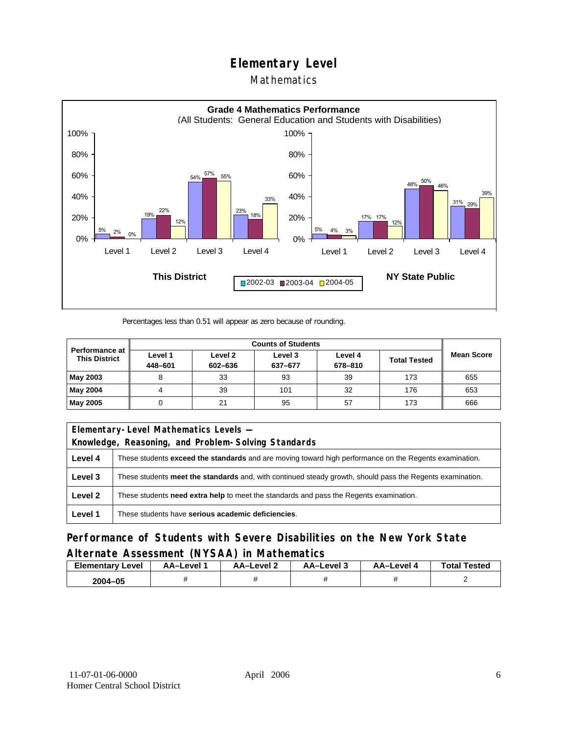# Elementary Level

## Mathematics

**Grade 4 Mathematics Performance**
(All Students: General Education and Students with Disabilities)

100%
80%
60%
40%
20%
0%

5% 2% 0%
19% 22% 12%
54% 57% 55%
23% 18% 33%

Level 1 Level 2 Level 3 Level 4

**This District**

5% 4% 3%
17% 17% 12%
48% 50% 46%
31% 29% 39%

Level 1 Level 2 Level 3 Level 4

**NY State Public**

2002-03 2003-04 2004-05

Percentages less than 0.51 will appear as zero because of rounding.

| Performance at This District | Counts of Students | | | | | Mean Score |
|---|---|---|---|---|---|---|
| | Level 1 448–601 | Level 2 602–636 | Level 3 637–677 | Level 4 678–810 | Total Tested | |
| **May 2003** | 8 | 33 | 93 | 39 | 173 | 655 |
| **May 2004** | 4 | 39 | 101 | 32 | 176 | 653 |
| **May 2005** | 0 | 21 | 95 | 57 | 173 | 666 |

| Elementary-Level Mathematics Levels — Knowledge, Reasoning, and Problem-Solving Standards | |
|---|---|
| **Level 4** | These students **exceed the standards** and are moving toward high performance on the Regents examination. |
| **Level 3** | These students **meet the standards** and, with continued steady growth, should pass the Regents examination. |
| **Level 2** | These students **need extra help** to meet the standards and pass the Regents examination. |
| **Level 1** | These students have **serious academic deficiencies**. |

## Performance of Students with Severe Disabilities on the New York State Alternate Assessment (NYSAA) in Mathematics

| Elementary Level | AA–Level 1 | AA–Level 2 | AA–Level 3 | AA–Level 4 | Total Tested |
|---|---|---|---|---|---|
| **2004–05** | # | # | # | # | 2 |

11-07-01-06-0000 April 2006
Homer Central School District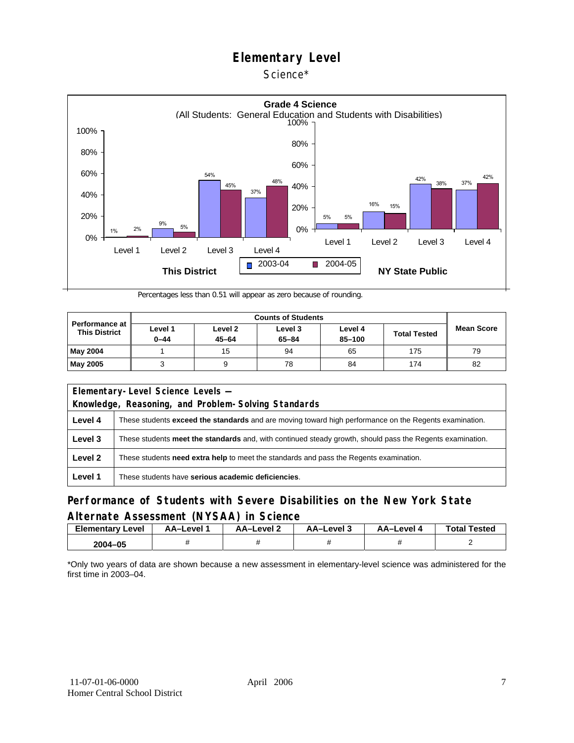# Elementary Level

Science*

**Grade 4 Science**
(All Students: General Education and Students with Disabilities)

100%
80%
60%
40%
20%
0%

1% 2% 9% 5% 54% 45% 37% 48%

Level 1 Level 2 Level 3 Level 4

**This District**

5% 5% 16% 15% 42% 38% 37% 42%

Level 1 Level 2 Level 3 Level 4

**NY State Public**

2003-04 2004-05

Percentages less than 0.51 will appear as zero because of rounding.

| Performance at This District | Counts of Students | | | | | Mean Score |
|---|---|---|---|---|---|---|
| | Level 1 0–44 | Level 2 45–64 | Level 3 65–84 | Level 4 85–100 | Total Tested | |
| **May 2004** | 1 | 15 | 94 | 65 | 175 | 79 |
| **May 2005** | 3 | 9 | 78 | 84 | 174 | 82 |

| Elementary-Level Science Levels — Knowledge, Reasoning, and Problem-Solving Standards | |
|---|---|
| **Level 4** | These students **exceed the standards** and are moving toward high performance on the Regents examination. |
| **Level 3** | These students **meet the standards** and, with continued steady growth, should pass the Regents examination. |
| **Level 2** | These students **need extra help** to meet the standards and pass the Regents examination. |
| **Level 1** | These students have **serious academic deficiencies**. |

## Performance of Students with Severe Disabilities on the New York State Alternate Assessment (NYSAA) in Science

| Elementary Level | AA–Level 1 | AA–Level 2 | AA–Level 3 | AA–Level 4 | Total Tested |
|---|---|---|---|---|---|
| 2004–05 | # | # | # | # | 2 |

*Only two years of data are shown because a new assessment in elementary-level science was administered for the first time in 2003–04.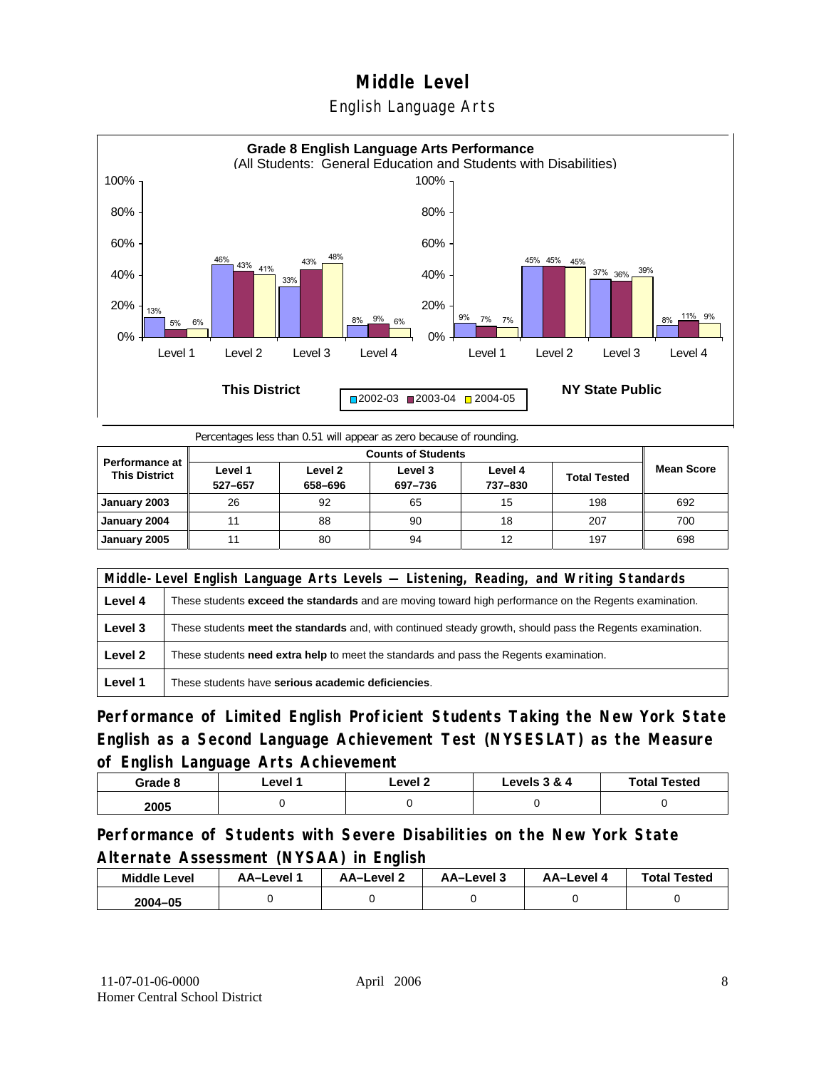# Middle Level

## English Language Arts

**Grade 8 English Language Arts Performance**
(All Students: General Education and Students with Disabilities)

100%
80%
60%
40%
20%
0%

Level 1: 13% 5% 6%
Level 2: 46% 43% 41%
Level 3: 33% 43% 48%
Level 4: 8% 9% 6%

**This District**

Level 1: 9% 7% 7%
Level 2: 45% 45% 45%
Level 3: 37% 36% 39%
Level 4: 8% 11% 9%

**NY State Public**

2002-03 2003-04 2004-05

Percentages less than 0.51 will appear as zero because of rounding.

| Performance at This District | Counts of Students | | | | | Mean Score |
|---|---|---|---|---|---|---|
| | Level 1 527–657 | Level 2 658–696 | Level 3 697–736 | Level 4 737–830 | Total Tested | |
| January 2003 | 26 | 92 | 65 | 15 | 198 | 692 |
| January 2004 | 11 | 88 | 90 | 18 | 207 | 700 |
| January 2005 | 11 | 80 | 94 | 12 | 197 | 698 |

| Middle-Level English Language Arts Levels — Listening, Reading, and Writing Standards | |
|---|---|
| Level 4 | These students **exceed the standards** and are moving toward high performance on the Regents examination. |
| Level 3 | These students **meet the standards** and, with continued steady growth, should pass the Regents examination. |
| Level 2 | These students **need extra help** to meet the standards and pass the Regents examination. |
| Level 1 | These students have **serious academic deficiencies**. |

## Performance of Limited English Proficient Students Taking the New York State English as a Second Language Achievement Test (NYSESLAT) as the Measure of English Language Arts Achievement

| Grade 8 | Level 1 | Level 2 | Levels 3 & 4 | Total Tested |
|---|---|---|---|---|
| 2005 | 0 | 0 | 0 | 0 |

## Performance of Students with Severe Disabilities on the New York State Alternate Assessment (NYSAA) in English

| Middle Level | AA–Level 1 | AA–Level 2 | AA–Level 3 | AA–Level 4 | Total Tested |
|---|---|---|---|---|---|
| 2004–05 | 0 | 0 | 0 | 0 | 0 |

11-07-01-06-0000
Homer Central School District

April 2006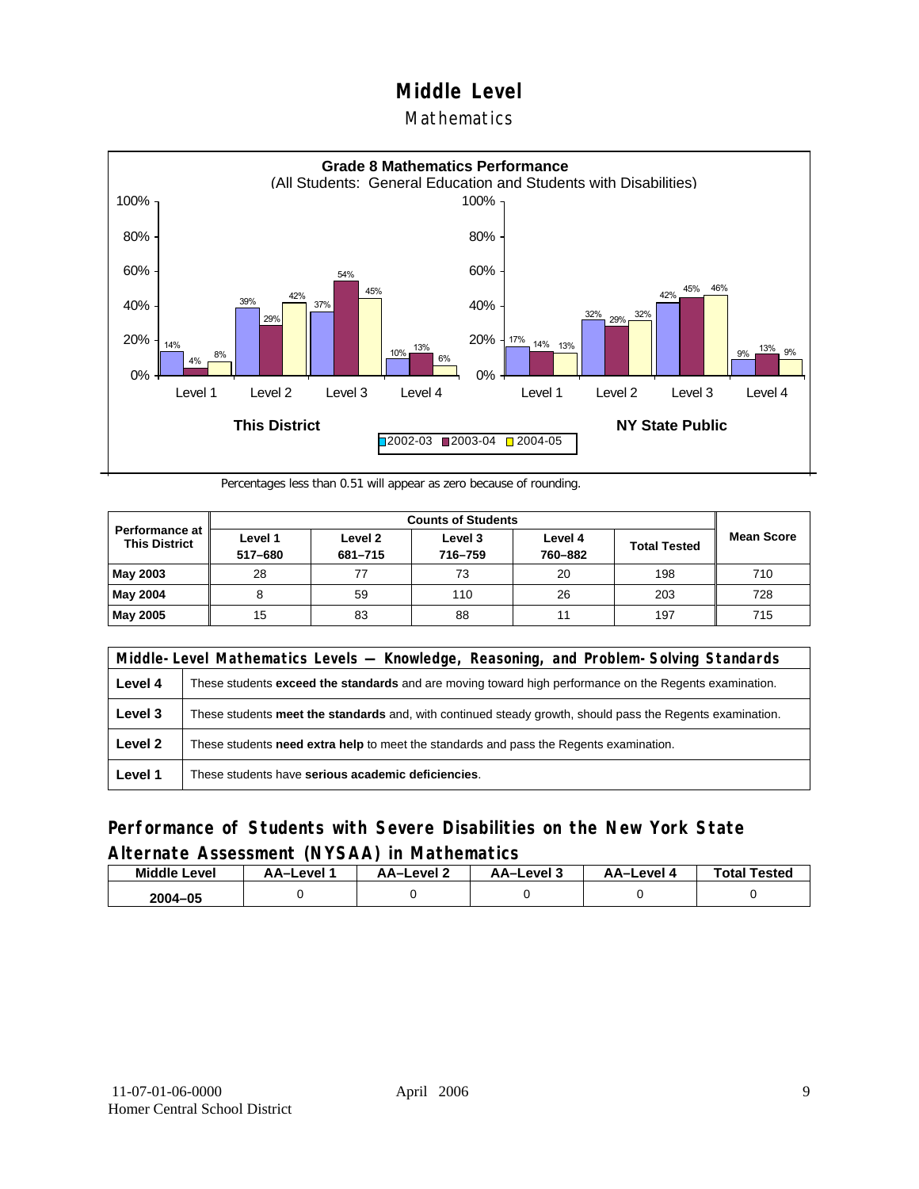# Middle Level

Mathematics

**Grade 8 Mathematics Performance**
(All Students: General Education and Students with Disabilities)

100%
80%
60%
40%
20%
0%

14% 4% 8%
39% 29% 42%
37% 54% 45%
10% 13% 6%

Level 1 Level 2 Level 3 Level 4

**This District**

17% 14% 13%
32% 29% 32%
42% 45% 46%
9% 13% 9%

Level 1 Level 2 Level 3 Level 4

**NY State Public**

2002-03 2003-04 2004-05

Percentages less than 0.51 will appear as zero because of rounding.

| Performance at This District | Counts of Students | | | | | Mean Score |
|---|---|---|---|---|---|---|
| | Level 1 517–680 | Level 2 681–715 | Level 3 716–759 | Level 4 760–882 | Total Tested | |
| **May 2003** | 28 | 77 | 73 | 20 | 198 | 710 |
| **May 2004** | 8 | 59 | 110 | 26 | 203 | 728 |
| **May 2005** | 15 | 83 | 88 | 11 | 197 | 715 |

| Middle-Level Mathematics Levels — Knowledge, Reasoning, and Problem-Solving Standards | |
|---|---|
| **Level 4** | These students **exceed the standards** and are moving toward high performance on the Regents examination. |
| **Level 3** | These students **meet the standards** and, with continued steady growth, should pass the Regents examination. |
| **Level 2** | These students **need extra help** to meet the standards and pass the Regents examination. |
| **Level 1** | These students have **serious academic deficiencies**. |

## Performance of Students with Severe Disabilities on the New York State Alternate Assessment (NYSAA) in Mathematics

| Middle Level | AA–Level 1 | AA–Level 2 | AA–Level 3 | AA–Level 4 | Total Tested |
|---|---|---|---|---|---|
| 2004–05 | 0 | 0 | 0 | 0 | 0 |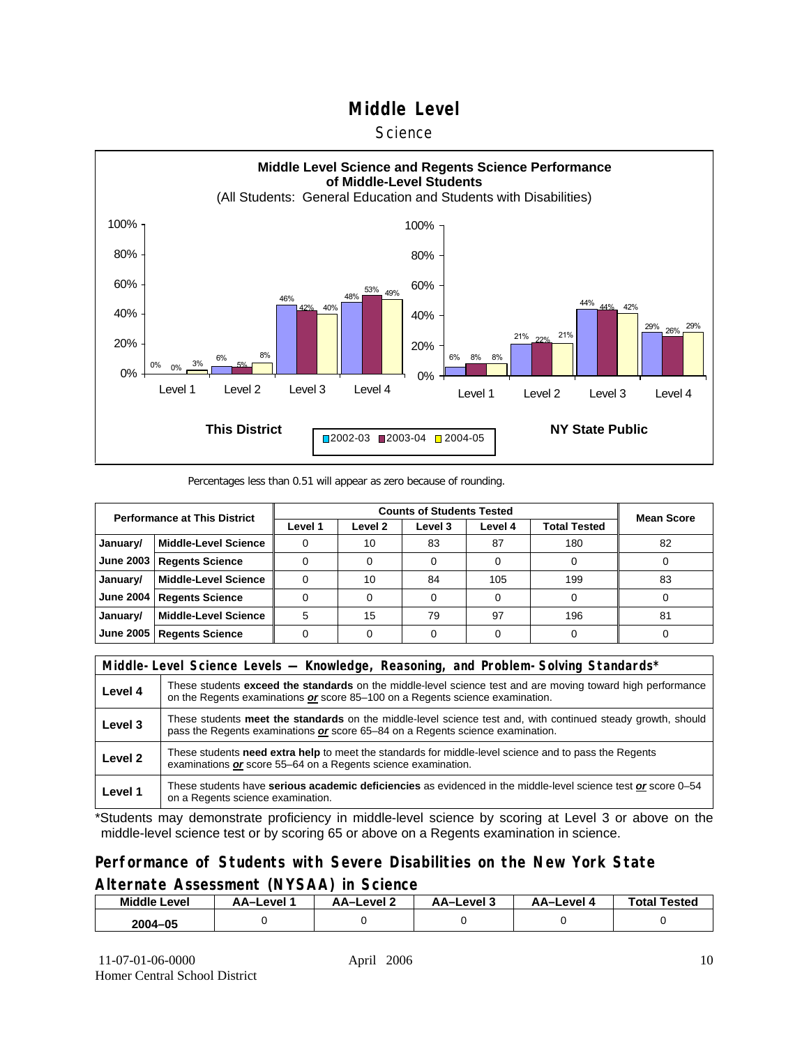# Middle Level

## Science

**Middle Level Science and Regents Science Performance of Middle-Level Students**

(All Students: General Education and Students with Disabilities)

100%
80%
60%
40%
20%
0%

0% 0% 3%
6% 5% 8%
46% 42% 40%
48% 53% 49%

Level 1 Level 2 Level 3 Level 4

**This District**

6% 8% 8%
21% 22% 21%
44% 44% 42%
29% 26% 29%

Level 1 Level 2 Level 3 Level 4

**NY State Public**

2002-03 2003-04 2004-05

Percentages less than 0.51 will appear as zero because of rounding.

| Performance at This District | | Counts of Students Tested | | | | | Mean Score |
|---|---|---|---|---|---|---|---|
| | | Level 1 | Level 2 | Level 3 | Level 4 | Total Tested | |
| January/ | Middle-Level Science | 0 | 10 | 83 | 87 | 180 | 82 |
| June 2003 | Regents Science | 0 | 0 | 0 | 0 | 0 | 0 |
| January/ | Middle-Level Science | 0 | 10 | 84 | 105 | 199 | 83 |
| June 2004 | Regents Science | 0 | 0 | 0 | 0 | 0 | 0 |
| January/ | Middle-Level Science | 5 | 15 | 79 | 97 | 196 | 81 |
| June 2005 | Regents Science | 0 | 0 | 0 | 0 | 0 | 0 |

| Middle-Level Science Levels — Knowledge, Reasoning, and Problem-Solving Standards* | |
|---|---|
| **Level 4** | These students **exceed the standards** on the middle-level science test and are moving toward high performance on the Regents examinations ***or*** score 85–100 on a Regents science examination. |
| **Level 3** | These students **meet the standards** on the middle-level science test and, with continued steady growth, should pass the Regents examinations ***or*** score 65–84 on a Regents science examination. |
| **Level 2** | These students **need extra help** to meet the standards for middle-level science and to pass the Regents examinations ***or*** score 55–64 on a Regents science examination. |
| **Level 1** | These students have **serious academic deficiencies** as evidenced in the middle-level science test ***or*** score 0–54 on a Regents science examination. |

*Students may demonstrate proficiency in middle-level science by scoring at Level 3 or above on the middle-level science test or by scoring 65 or above on a Regents examination in science.

## Performance of Students with Severe Disabilities on the New York State Alternate Assessment (NYSAA) in Science

| Middle Level | AA–Level 1 | AA–Level 2 | AA–Level 3 | AA–Level 4 | Total Tested |
|---|---|---|---|---|---|
| 2004–05 | 0 | 0 | 0 | 0 | 0 |

11-07-01-06-0000 April 2006
Homer Central School District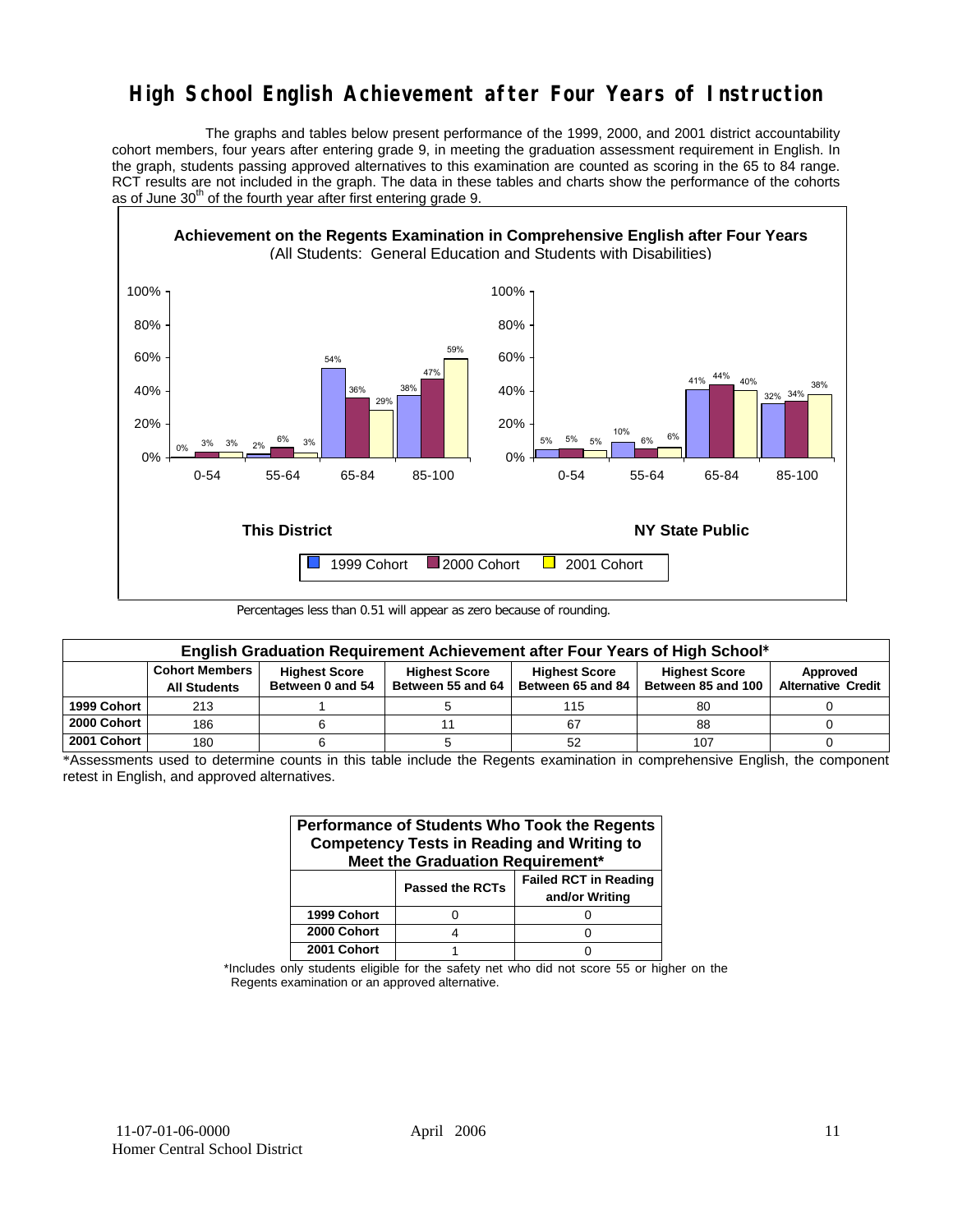# High School English Achievement after Four Years of Instruction

The graphs and tables below present performance of the 1999, 2000, and 2001 district accountability cohort members, four years after entering grade 9, in meeting the graduation assessment requirement in English. In the graph, students passing approved alternatives to this examination are counted as scoring in the 65 to 84 range. RCT results are not included in the graph. The data in these tables and charts show the performance of the cohorts as of June 30th of the fourth year after first entering grade 9.

**Achievement on the Regents Examination in Comprehensive English after Four Years**
(All Students: General Education and Students with Disabilities)

100%
80%
60%
40%
20%
0%

0-54 55-64 65-84 85-100

0% 3% 3% 2% 6% 3% 54% 36% 29% 38% 47% 59%

This District

5% 5% 5% 10% 6% 6% 41% 44% 40% 32% 34% 38%

NY State Public

1999 Cohort 2000 Cohort 2001 Cohort

Percentages less than 0.51 will appear as zero because of rounding.

| English Graduation Requirement Achievement after Four Years of High School* | | | | | | |
|---|---|---|---|---|---|---|
| | Cohort Members All Students | Highest Score Between 0 and 54 | Highest Score Between 55 and 64 | Highest Score Between 65 and 84 | Highest Score Between 85 and 100 | Approved Alternative Credit |
| 1999 Cohort | 213 | 1 | 5 | 115 | 80 | 0 |
| 2000 Cohort | 186 | 6 | 11 | 67 | 88 | 0 |
| 2001 Cohort | 180 | 6 | 5 | 52 | 107 | 0 |

*Assessments used to determine counts in this table include the Regents examination in comprehensive English, the component retest in English, and approved alternatives.

| Performance of Students Who Took the Regents Competency Tests in Reading and Writing to Meet the Graduation Requirement* | | |
|---|---|---|
| | Passed the RCTs | Failed RCT in Reading and/or Writing |
| 1999 Cohort | 0 | 0 |
| 2000 Cohort | 4 | 0 |
| 2001 Cohort | 1 | 0 |

*Includes only students eligible for the safety net who did not score 55 or higher on the Regents examination or an approved alternative.

11-07-01-06-0000
Homer Central School District
April 2006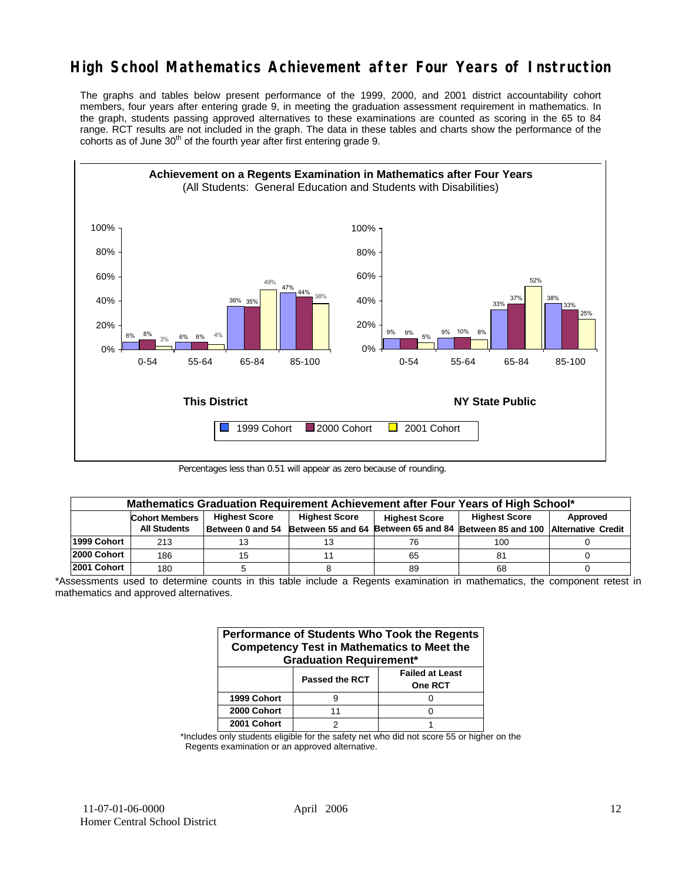# High School Mathematics Achievement after Four Years of Instruction

The graphs and tables below present performance of the 1999, 2000, and 2001 district accountability cohort members, four years after entering grade 9, in meeting the graduation assessment requirement in mathematics. In the graph, students passing approved alternatives to these examinations are counted as scoring in the 65 to 84 range. RCT results are not included in the graph. The data in these tables and charts show the performance of the cohorts as of June 30th of the fourth year after first entering grade 9.

**Achievement on a Regents Examination in Mathematics after Four Years**
(All Students: General Education and Students with Disabilities)

This District
0-54: 6% 8% 3%
55-64: 6% 6% 4%
65-84: 36% 35% 49%
85-100: 47% 44% 38%

NY State Public
0-54: 9% 9% 5%
55-64: 9% 10% 8%
65-84: 33% 37% 52%
85-100: 38% 33% 25%

1999 Cohort  2000 Cohort  2001 Cohort

Percentages less than 0.51 will appear as zero because of rounding.

| Mathematics Graduation Requirement Achievement after Four Years of High School* | | | | | | |
|---|---|---|---|---|---|---|
| | Cohort Members All Students | Highest Score Between 0 and 54 | Highest Score Between 55 and 64 | Highest Score Between 65 and 84 | Highest Score Between 85 and 100 | Approved Alternative Credit |
| 1999 Cohort | 213 | 13 | 13 | 76 | 100 | 0 |
| 2000 Cohort | 186 | 15 | 11 | 65 | 81 | 0 |
| 2001 Cohort | 180 | 5 | 8 | 89 | 68 | 0 |

*Assessments used to determine counts in this table include a Regents examination in mathematics, the component retest in mathematics and approved alternatives.

| Performance of Students Who Took the Regents Competency Test in Mathematics to Meet the Graduation Requirement* | | |
|---|---|---|
| | Passed the RCT | Failed at Least One RCT |
| 1999 Cohort | 9 | 0 |
| 2000 Cohort | 11 | 0 |
| 2001 Cohort | 2 | 1 |

*Includes only students eligible for the safety net who did not score 55 or higher on the Regents examination or an approved alternative.

11-07-01-06-0000
Homer Central School District

April 2006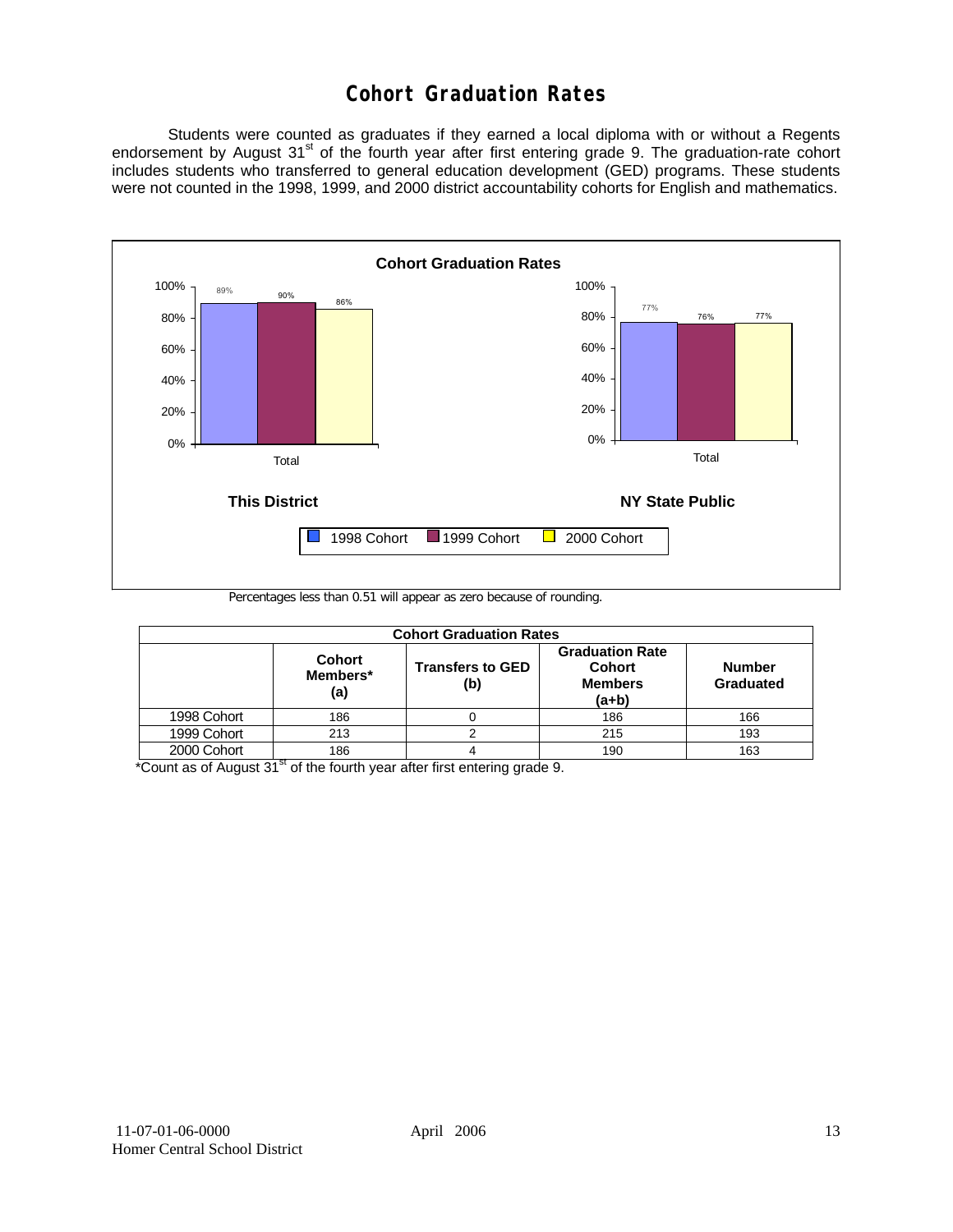# Cohort Graduation Rates

Students were counted as graduates if they earned a local diploma with or without a Regents endorsement by August 31st of the fourth year after first entering grade 9. The graduation-rate cohort includes students who transferred to general education development (GED) programs. These students were not counted in the 1998, 1999, and 2000 district accountability cohorts for English and mathematics.

Cohort Graduation Rates

100%
80%
60%
40%
20%
0%

89%
90%
86%

Total

This District

77%
76%
77%

Total

NY State Public

1998 Cohort
1999 Cohort
2000 Cohort

Percentages less than 0.51 will appear as zero because of rounding.

| Cohort Graduation Rates | | | | |
|---|---|---|---|---|
| | Cohort Members* (a) | Transfers to GED (b) | Graduation Rate Cohort Members (a+b) | Number Graduated |
| 1998 Cohort | 186 | 0 | 186 | 166 |
| 1999 Cohort | 213 | 2 | 215 | 193 |
| 2000 Cohort | 186 | 4 | 190 | 163 |

*Count as of August 31st of the fourth year after first entering grade 9.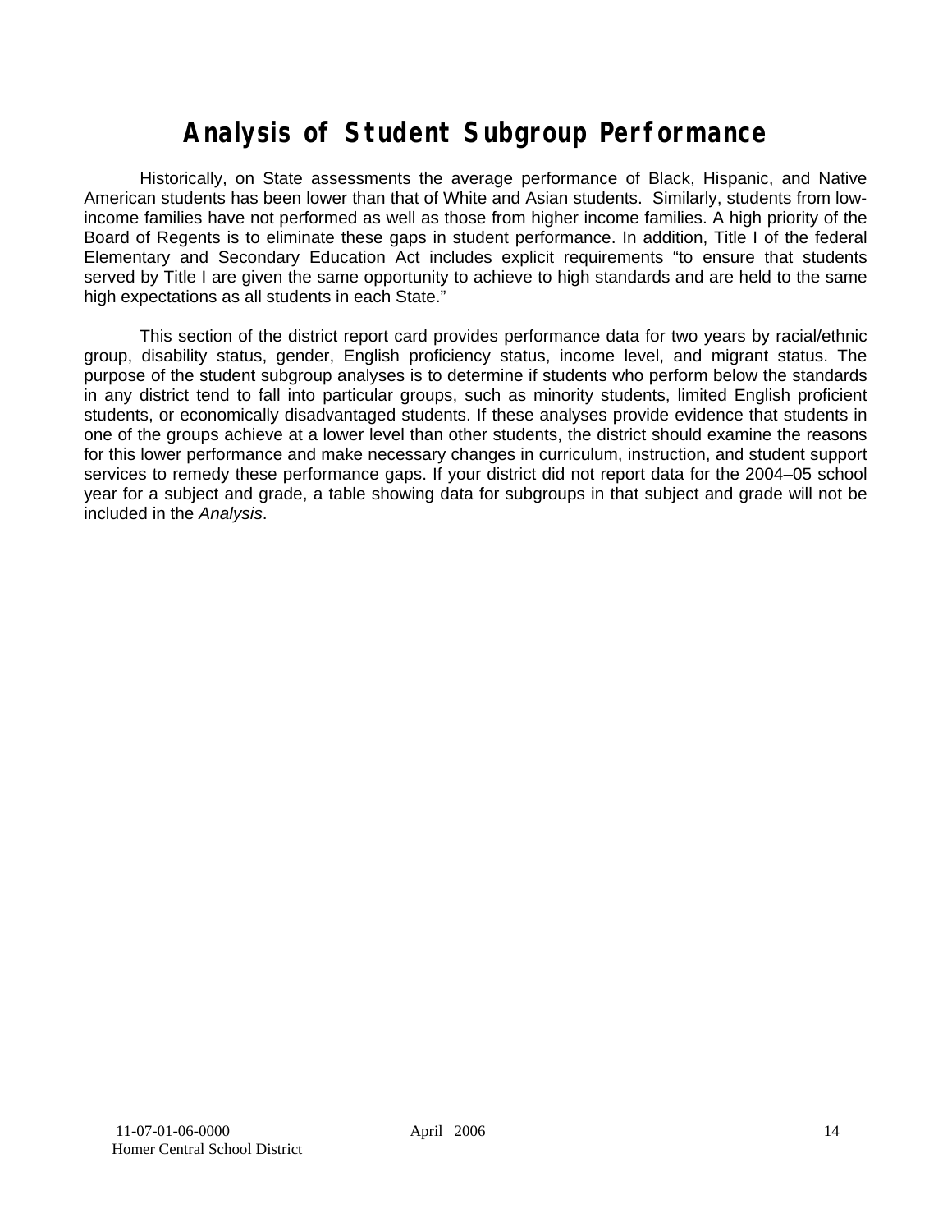# Analysis of Student Subgroup Performance

Historically, on State assessments the average performance of Black, Hispanic, and Native American students has been lower than that of White and Asian students. Similarly, students from low-income families have not performed as well as those from higher income families. A high priority of the Board of Regents is to eliminate these gaps in student performance. In addition, Title I of the federal Elementary and Secondary Education Act includes explicit requirements "to ensure that students served by Title I are given the same opportunity to achieve to high standards and are held to the same high expectations as all students in each State."

This section of the district report card provides performance data for two years by racial/ethnic group, disability status, gender, English proficiency status, income level, and migrant status. The purpose of the student subgroup analyses is to determine if students who perform below the standards in any district tend to fall into particular groups, such as minority students, limited English proficient students, or economically disadvantaged students. If these analyses provide evidence that students in one of the groups achieve at a lower level than other students, the district should examine the reasons for this lower performance and make necessary changes in curriculum, instruction, and student support services to remedy these performance gaps. If your district did not report data for the 2004–05 school year for a subject and grade, a table showing data for subgroups in that subject and grade will not be included in the *Analysis*.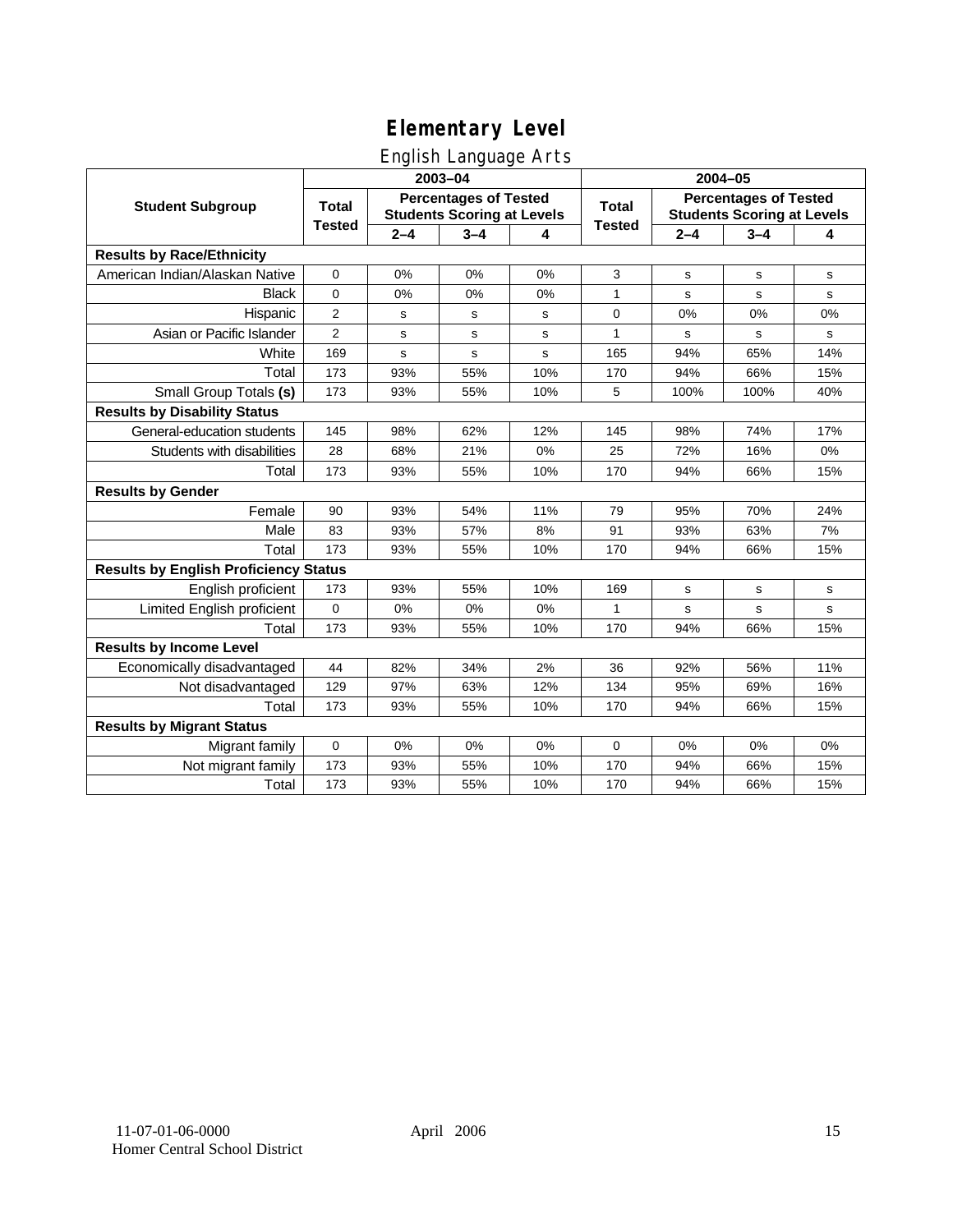# Elementary Level

## English Language Arts

| Student Subgroup | 2003–04 | | | | 2004–05 | | | |
|---|---|---|---|---|---|---|---|---|
| | Total Tested | Percentages of Tested Students Scoring at Levels | | | Total Tested | Percentages of Tested Students Scoring at Levels | | |
| | | 2–4 | 3–4 | 4 | | 2–4 | 3–4 | 4 |
| **Results by Race/Ethnicity** | | | | | | | | |
| American Indian/Alaskan Native | 0 | 0% | 0% | 0% | 3 | s | s | s |
| Black | 0 | 0% | 0% | 0% | 1 | s | s | s |
| Hispanic | 2 | s | s | s | 0 | 0% | 0% | 0% |
| Asian or Pacific Islander | 2 | s | s | s | 1 | s | s | s |
| White | 169 | s | s | s | 165 | 94% | 65% | 14% |
| Total | 173 | 93% | 55% | 10% | 170 | 94% | 66% | 15% |
| Small Group Totals **(s)** | 173 | 93% | 55% | 10% | 5 | 100% | 100% | 40% |
| **Results by Disability Status** | | | | | | | | |
| General-education students | 145 | 98% | 62% | 12% | 145 | 98% | 74% | 17% |
| Students with disabilities | 28 | 68% | 21% | 0% | 25 | 72% | 16% | 0% |
| Total | 173 | 93% | 55% | 10% | 170 | 94% | 66% | 15% |
| **Results by Gender** | | | | | | | | |
| Female | 90 | 93% | 54% | 11% | 79 | 95% | 70% | 24% |
| Male | 83 | 93% | 57% | 8% | 91 | 93% | 63% | 7% |
| Total | 173 | 93% | 55% | 10% | 170 | 94% | 66% | 15% |
| **Results by English Proficiency Status** | | | | | | | | |
| English proficient | 173 | 93% | 55% | 10% | 169 | s | s | s |
| Limited English proficient | 0 | 0% | 0% | 0% | 1 | s | s | s |
| Total | 173 | 93% | 55% | 10% | 170 | 94% | 66% | 15% |
| **Results by Income Level** | | | | | | | | |
| Economically disadvantaged | 44 | 82% | 34% | 2% | 36 | 92% | 56% | 11% |
| Not disadvantaged | 129 | 97% | 63% | 12% | 134 | 95% | 69% | 16% |
| Total | 173 | 93% | 55% | 10% | 170 | 94% | 66% | 15% |
| **Results by Migrant Status** | | | | | | | | |
| Migrant family | 0 | 0% | 0% | 0% | 0 | 0% | 0% | 0% |
| Not migrant family | 173 | 93% | 55% | 10% | 170 | 94% | 66% | 15% |
| Total | 173 | 93% | 55% | 10% | 170 | 94% | 66% | 15% |

11-07-01-06-0000
Homer Central School District

April 2006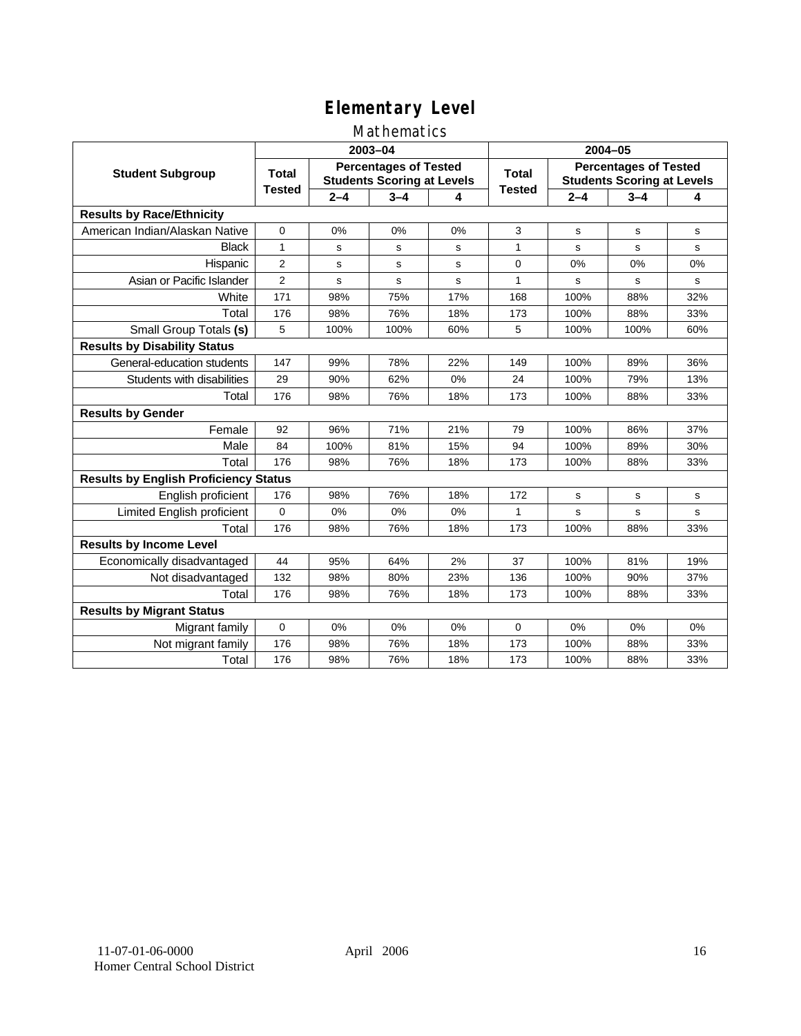# Elementary Level

## Mathematics

| Student Subgroup | 2003–04 | | | | 2004–05 | | | |
|---|---|---|---|---|---|---|---|---|
| | Total Tested | Percentages of Tested Students Scoring at Levels | | | Total Tested | Percentages of Tested Students Scoring at Levels | | |
| | | 2–4 | 3–4 | 4 | | 2–4 | 3–4 | 4 |
| **Results by Race/Ethnicity** | | | | | | | | |
| American Indian/Alaskan Native | 0 | 0% | 0% | 0% | 3 | s | s | s |
| Black | 1 | s | s | s | 1 | s | s | s |
| Hispanic | 2 | s | s | s | 0 | 0% | 0% | 0% |
| Asian or Pacific Islander | 2 | s | s | s | 1 | s | s | s |
| White | 171 | 98% | 75% | 17% | 168 | 100% | 88% | 32% |
| Total | 176 | 98% | 76% | 18% | 173 | 100% | 88% | 33% |
| Small Group Totals **(s)** | 5 | 100% | 100% | 60% | 5 | 100% | 100% | 60% |
| **Results by Disability Status** | | | | | | | | |
| General-education students | 147 | 99% | 78% | 22% | 149 | 100% | 89% | 36% |
| Students with disabilities | 29 | 90% | 62% | 0% | 24 | 100% | 79% | 13% |
| Total | 176 | 98% | 76% | 18% | 173 | 100% | 88% | 33% |
| **Results by Gender** | | | | | | | | |
| Female | 92 | 96% | 71% | 21% | 79 | 100% | 86% | 37% |
| Male | 84 | 100% | 81% | 15% | 94 | 100% | 89% | 30% |
| Total | 176 | 98% | 76% | 18% | 173 | 100% | 88% | 33% |
| **Results by English Proficiency Status** | | | | | | | | |
| English proficient | 176 | 98% | 76% | 18% | 172 | s | s | s |
| Limited English proficient | 0 | 0% | 0% | 0% | 1 | s | s | s |
| Total | 176 | 98% | 76% | 18% | 173 | 100% | 88% | 33% |
| **Results by Income Level** | | | | | | | | |
| Economically disadvantaged | 44 | 95% | 64% | 2% | 37 | 100% | 81% | 19% |
| Not disadvantaged | 132 | 98% | 80% | 23% | 136 | 100% | 90% | 37% |
| Total | 176 | 98% | 76% | 18% | 173 | 100% | 88% | 33% |
| **Results by Migrant Status** | | | | | | | | |
| Migrant family | 0 | 0% | 0% | 0% | 0 | 0% | 0% | 0% |
| Not migrant family | 176 | 98% | 76% | 18% | 173 | 100% | 88% | 33% |
| Total | 176 | 98% | 76% | 18% | 173 | 100% | 88% | 33% |

11-07-01-06-0000
Homer Central School District

April 2006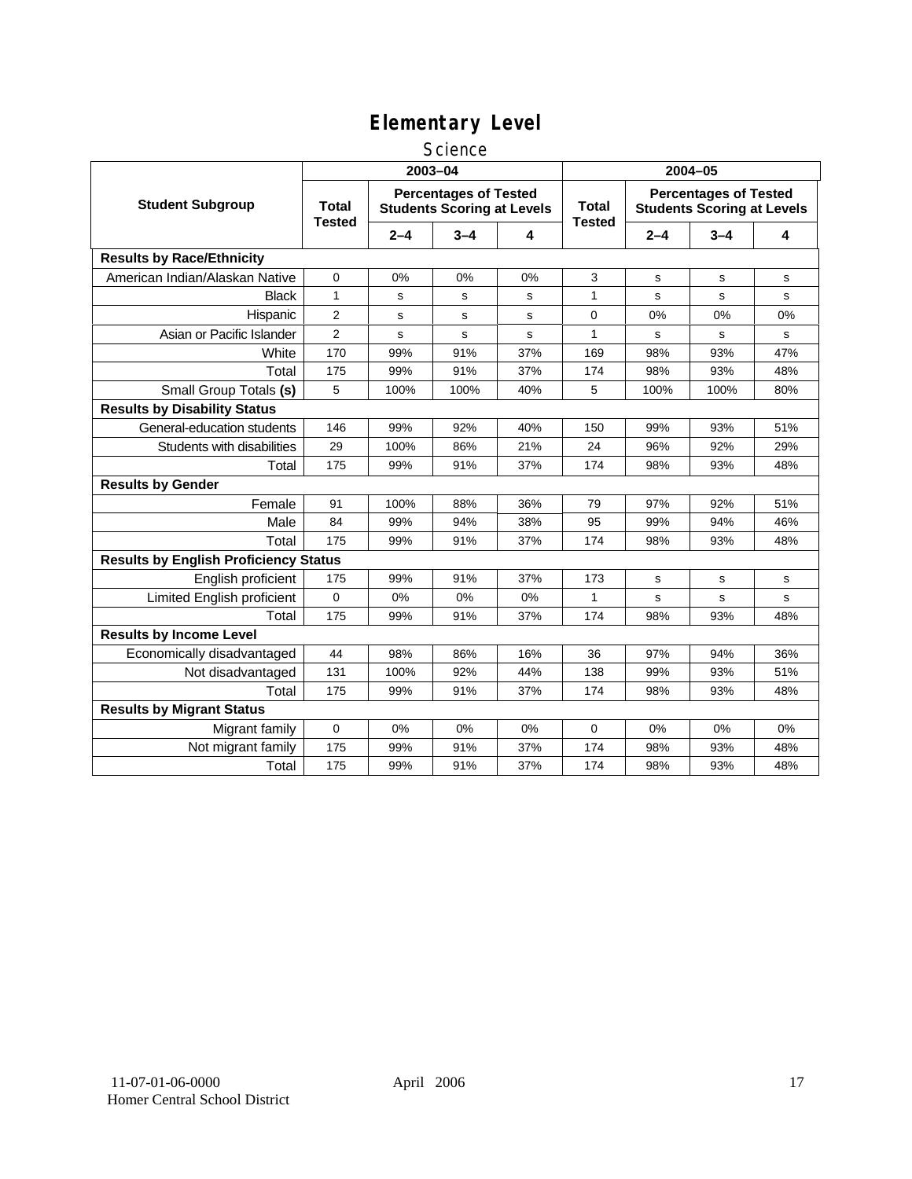# Elementary Level

## Science

| Student Subgroup | 2003–04 | | | | 2004–05 | | | |
|---|---|---|---|---|---|---|---|---|
| | Total Tested | Percentages of Tested Students Scoring at Levels | | | Total Tested | Percentages of Tested Students Scoring at Levels | | |
| | | 2–4 | 3–4 | 4 | | 2–4 | 3–4 | 4 |
| **Results by Race/Ethnicity** | | | | | | | | |
| American Indian/Alaskan Native | 0 | 0% | 0% | 0% | 3 | s | s | s |
| Black | 1 | s | s | s | 1 | s | s | s |
| Hispanic | 2 | s | s | s | 0 | 0% | 0% | 0% |
| Asian or Pacific Islander | 2 | s | s | s | 1 | s | s | s |
| White | 170 | 99% | 91% | 37% | 169 | 98% | 93% | 47% |
| Total | 175 | 99% | 91% | 37% | 174 | 98% | 93% | 48% |
| Small Group Totals **(s)** | 5 | 100% | 100% | 40% | 5 | 100% | 100% | 80% |
| **Results by Disability Status** | | | | | | | | |
| General-education students | 146 | 99% | 92% | 40% | 150 | 99% | 93% | 51% |
| Students with disabilities | 29 | 100% | 86% | 21% | 24 | 96% | 92% | 29% |
| Total | 175 | 99% | 91% | 37% | 174 | 98% | 93% | 48% |
| **Results by Gender** | | | | | | | | |
| Female | 91 | 100% | 88% | 36% | 79 | 97% | 92% | 51% |
| Male | 84 | 99% | 94% | 38% | 95 | 99% | 94% | 46% |
| Total | 175 | 99% | 91% | 37% | 174 | 98% | 93% | 48% |
| **Results by English Proficiency Status** | | | | | | | | |
| English proficient | 175 | 99% | 91% | 37% | 173 | s | s | s |
| Limited English proficient | 0 | 0% | 0% | 0% | 1 | s | s | s |
| Total | 175 | 99% | 91% | 37% | 174 | 98% | 93% | 48% |
| **Results by Income Level** | | | | | | | | |
| Economically disadvantaged | 44 | 98% | 86% | 16% | 36 | 97% | 94% | 36% |
| Not disadvantaged | 131 | 100% | 92% | 44% | 138 | 99% | 93% | 51% |
| Total | 175 | 99% | 91% | 37% | 174 | 98% | 93% | 48% |
| **Results by Migrant Status** | | | | | | | | |
| Migrant family | 0 | 0% | 0% | 0% | 0 | 0% | 0% | 0% |
| Not migrant family | 175 | 99% | 91% | 37% | 174 | 98% | 93% | 48% |
| Total | 175 | 99% | 91% | 37% | 174 | 98% | 93% | 48% |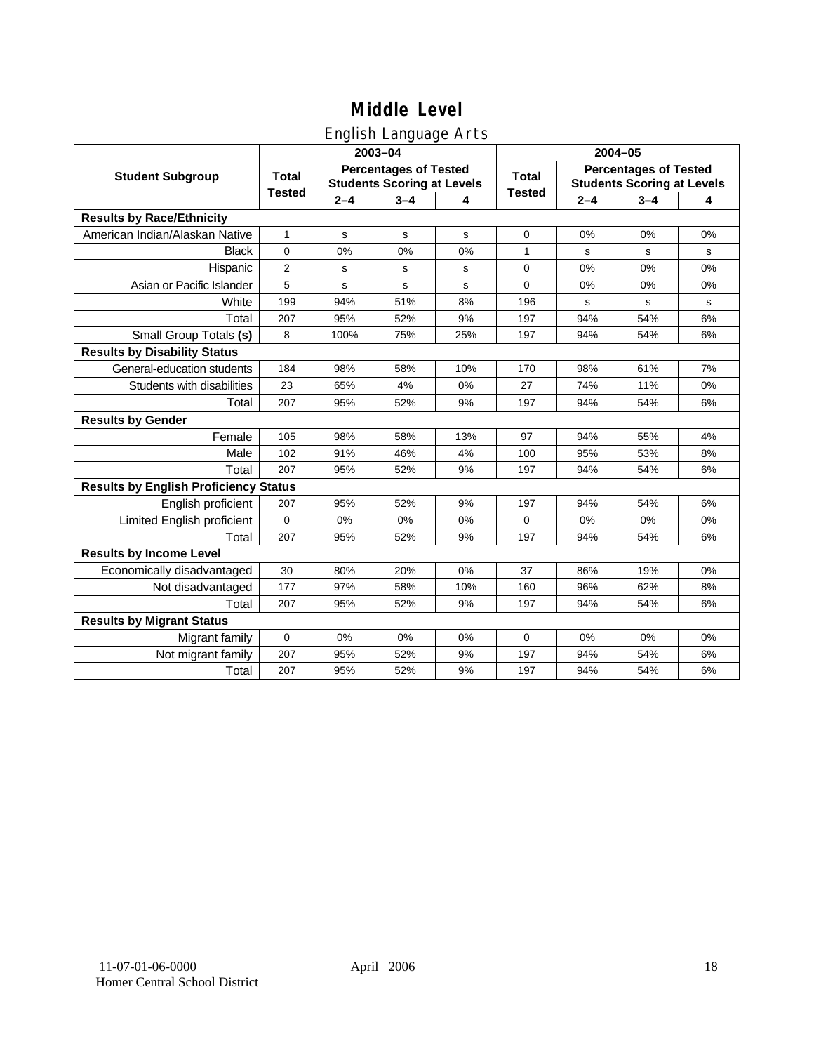# Middle Level

## English Language Arts

| Student Subgroup | 2003–04 | | | | 2004–05 | | | |
|---|---|---|---|---|---|---|---|---|
| | Total Tested | Percentages of Tested Students Scoring at Levels | | | Total Tested | Percentages of Tested Students Scoring at Levels | | |
| | | 2–4 | 3–4 | 4 | | 2–4 | 3–4 | 4 |
| **Results by Race/Ethnicity** | | | | | | | | |
| American Indian/Alaskan Native | 1 | s | s | s | 0 | 0% | 0% | 0% |
| Black | 0 | 0% | 0% | 0% | 1 | s | s | s |
| Hispanic | 2 | s | s | s | 0 | 0% | 0% | 0% |
| Asian or Pacific Islander | 5 | s | s | s | 0 | 0% | 0% | 0% |
| White | 199 | 94% | 51% | 8% | 196 | s | s | s |
| Total | 207 | 95% | 52% | 9% | 197 | 94% | 54% | 6% |
| Small Group Totals **(s)** | 8 | 100% | 75% | 25% | 197 | 94% | 54% | 6% |
| **Results by Disability Status** | | | | | | | | |
| General-education students | 184 | 98% | 58% | 10% | 170 | 98% | 61% | 7% |
| Students with disabilities | 23 | 65% | 4% | 0% | 27 | 74% | 11% | 0% |
| Total | 207 | 95% | 52% | 9% | 197 | 94% | 54% | 6% |
| **Results by Gender** | | | | | | | | |
| Female | 105 | 98% | 58% | 13% | 97 | 94% | 55% | 4% |
| Male | 102 | 91% | 46% | 4% | 100 | 95% | 53% | 8% |
| Total | 207 | 95% | 52% | 9% | 197 | 94% | 54% | 6% |
| **Results by English Proficiency Status** | | | | | | | | |
| English proficient | 207 | 95% | 52% | 9% | 197 | 94% | 54% | 6% |
| Limited English proficient | 0 | 0% | 0% | 0% | 0 | 0% | 0% | 0% |
| Total | 207 | 95% | 52% | 9% | 197 | 94% | 54% | 6% |
| **Results by Income Level** | | | | | | | | |
| Economically disadvantaged | 30 | 80% | 20% | 0% | 37 | 86% | 19% | 0% |
| Not disadvantaged | 177 | 97% | 58% | 10% | 160 | 96% | 62% | 8% |
| Total | 207 | 95% | 52% | 9% | 197 | 94% | 54% | 6% |
| **Results by Migrant Status** | | | | | | | | |
| Migrant family | 0 | 0% | 0% | 0% | 0 | 0% | 0% | 0% |
| Not migrant family | 207 | 95% | 52% | 9% | 197 | 94% | 54% | 6% |
| Total | 207 | 95% | 52% | 9% | 197 | 94% | 54% | 6% |

11-07-01-06-0000
Homer Central School District

April 2006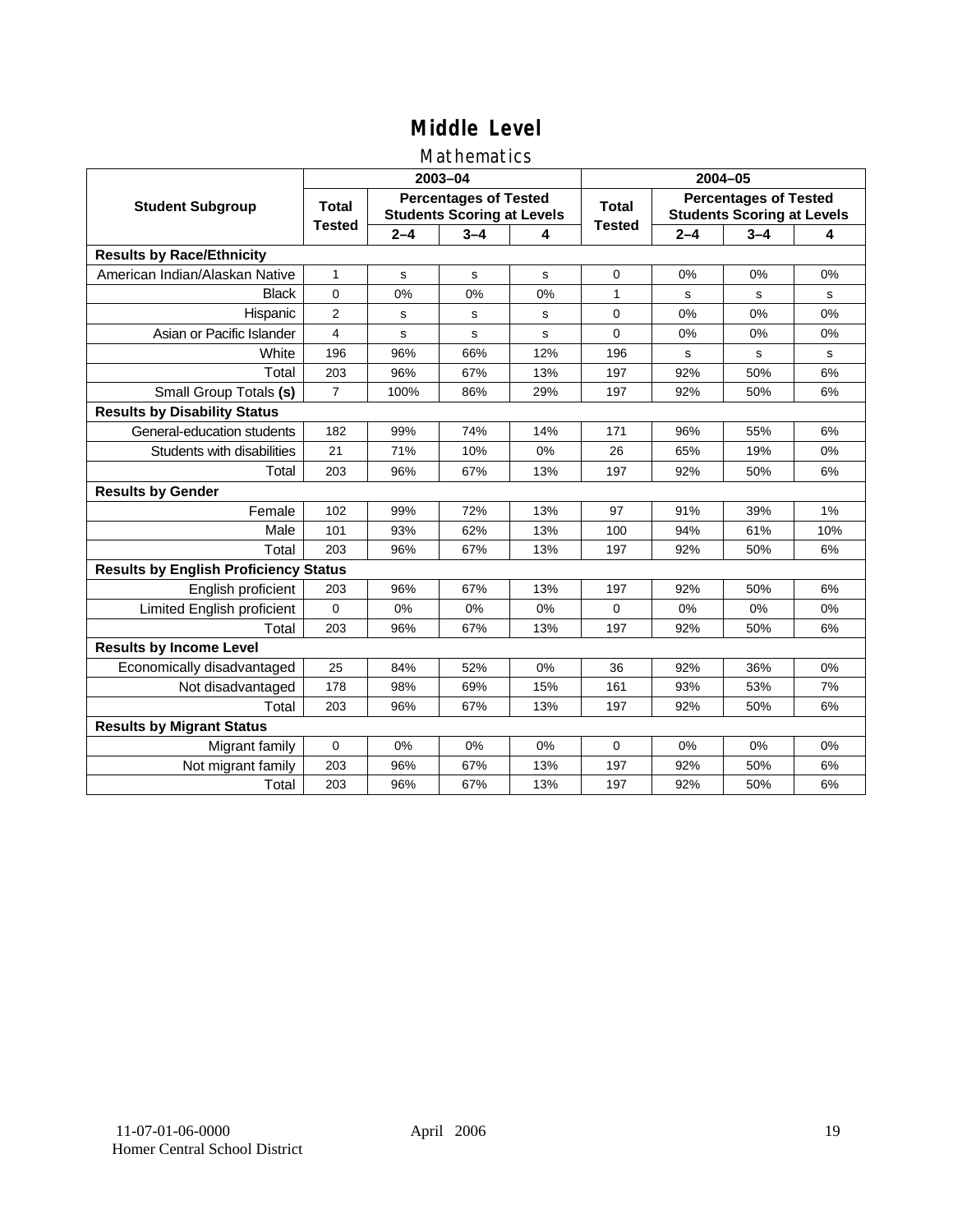# Middle Level

## Mathematics

| Student Subgroup | 2003–04 | | | | 2004–05 | | | |
|---|---|---|---|---|---|---|---|---|
| | Total Tested | Percentages of Tested Students Scoring at Levels | | | Total Tested | Percentages of Tested Students Scoring at Levels | | |
| | | 2–4 | 3–4 | 4 | | 2–4 | 3–4 | 4 |
| **Results by Race/Ethnicity** | | | | | | | | |
| American Indian/Alaskan Native | 1 | s | s | s | 0 | 0% | 0% | 0% |
| Black | 0 | 0% | 0% | 0% | 1 | s | s | s |
| Hispanic | 2 | s | s | s | 0 | 0% | 0% | 0% |
| Asian or Pacific Islander | 4 | s | s | s | 0 | 0% | 0% | 0% |
| White | 196 | 96% | 66% | 12% | 196 | s | s | s |
| Total | 203 | 96% | 67% | 13% | 197 | 92% | 50% | 6% |
| Small Group Totals **(s)** | 7 | 100% | 86% | 29% | 197 | 92% | 50% | 6% |
| **Results by Disability Status** | | | | | | | | |
| General-education students | 182 | 99% | 74% | 14% | 171 | 96% | 55% | 6% |
| Students with disabilities | 21 | 71% | 10% | 0% | 26 | 65% | 19% | 0% |
| Total | 203 | 96% | 67% | 13% | 197 | 92% | 50% | 6% |
| **Results by Gender** | | | | | | | | |
| Female | 102 | 99% | 72% | 13% | 97 | 91% | 39% | 1% |
| Male | 101 | 93% | 62% | 13% | 100 | 94% | 61% | 10% |
| Total | 203 | 96% | 67% | 13% | 197 | 92% | 50% | 6% |
| **Results by English Proficiency Status** | | | | | | | | |
| English proficient | 203 | 96% | 67% | 13% | 197 | 92% | 50% | 6% |
| Limited English proficient | 0 | 0% | 0% | 0% | 0 | 0% | 0% | 0% |
| Total | 203 | 96% | 67% | 13% | 197 | 92% | 50% | 6% |
| **Results by Income Level** | | | | | | | | |
| Economically disadvantaged | 25 | 84% | 52% | 0% | 36 | 92% | 36% | 0% |
| Not disadvantaged | 178 | 98% | 69% | 15% | 161 | 93% | 53% | 7% |
| Total | 203 | 96% | 67% | 13% | 197 | 92% | 50% | 6% |
| **Results by Migrant Status** | | | | | | | | |
| Migrant family | 0 | 0% | 0% | 0% | 0 | 0% | 0% | 0% |
| Not migrant family | 203 | 96% | 67% | 13% | 197 | 92% | 50% | 6% |
| Total | 203 | 96% | 67% | 13% | 197 | 92% | 50% | 6% |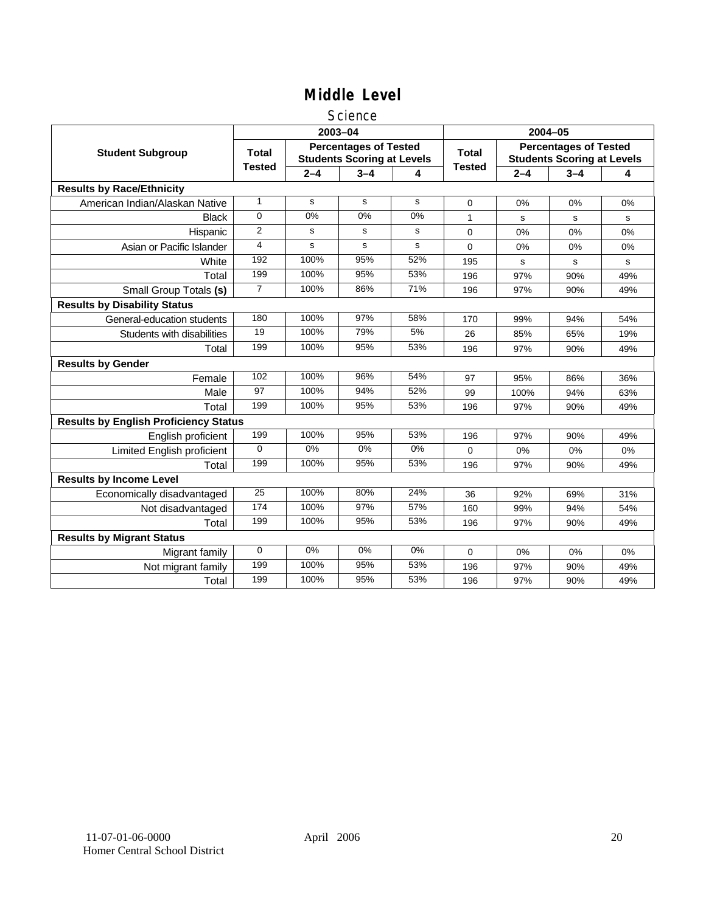# Middle Level

## Science

| Student Subgroup | 2003–04 | | | | 2004–05 | | | |
|---|---|---|---|---|---|---|---|---|
| | Total Tested | Percentages of Tested Students Scoring at Levels | | | Total Tested | Percentages of Tested Students Scoring at Levels | | |
| | | 2–4 | 3–4 | 4 | | 2–4 | 3–4 | 4 |
| **Results by Race/Ethnicity** | | | | | | | | |
| American Indian/Alaskan Native | 1 | s | s | s | 0 | 0% | 0% | 0% |
| Black | 0 | 0% | 0% | 0% | 1 | s | s | s |
| Hispanic | 2 | s | s | s | 0 | 0% | 0% | 0% |
| Asian or Pacific Islander | 4 | s | s | s | 0 | 0% | 0% | 0% |
| White | 192 | 100% | 95% | 52% | 195 | s | s | s |
| Total | 199 | 100% | 95% | 53% | 196 | 97% | 90% | 49% |
| Small Group Totals **(s)** | 7 | 100% | 86% | 71% | 196 | 97% | 90% | 49% |
| **Results by Disability Status** | | | | | | | | |
| General-education students | 180 | 100% | 97% | 58% | 170 | 99% | 94% | 54% |
| Students with disabilities | 19 | 100% | 79% | 5% | 26 | 85% | 65% | 19% |
| Total | 199 | 100% | 95% | 53% | 196 | 97% | 90% | 49% |
| **Results by Gender** | | | | | | | | |
| Female | 102 | 100% | 96% | 54% | 97 | 95% | 86% | 36% |
| Male | 97 | 100% | 94% | 52% | 99 | 100% | 94% | 63% |
| Total | 199 | 100% | 95% | 53% | 196 | 97% | 90% | 49% |
| **Results by English Proficiency Status** | | | | | | | | |
| English proficient | 199 | 100% | 95% | 53% | 196 | 97% | 90% | 49% |
| Limited English proficient | 0 | 0% | 0% | 0% | 0 | 0% | 0% | 0% |
| Total | 199 | 100% | 95% | 53% | 196 | 97% | 90% | 49% |
| **Results by Income Level** | | | | | | | | |
| Economically disadvantaged | 25 | 100% | 80% | 24% | 36 | 92% | 69% | 31% |
| Not disadvantaged | 174 | 100% | 97% | 57% | 160 | 99% | 94% | 54% |
| Total | 199 | 100% | 95% | 53% | 196 | 97% | 90% | 49% |
| **Results by Migrant Status** | | | | | | | | |
| Migrant family | 0 | 0% | 0% | 0% | 0 | 0% | 0% | 0% |
| Not migrant family | 199 | 100% | 95% | 53% | 196 | 97% | 90% | 49% |
| Total | 199 | 100% | 95% | 53% | 196 | 97% | 90% | 49% |

11-07-01-06-0000 April 2006
Homer Central School District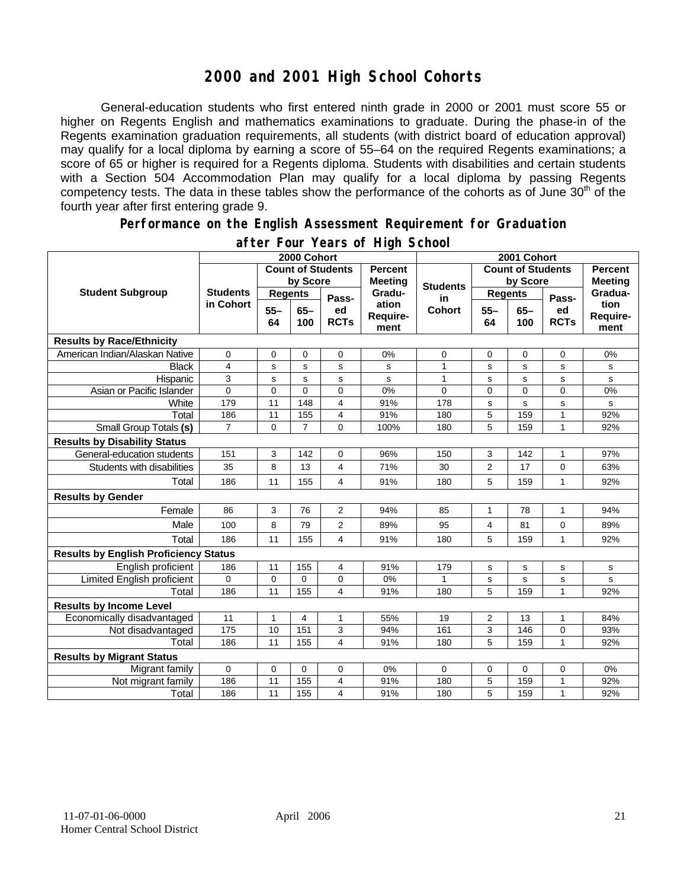# 2000 and 2001 High School Cohorts

General-education students who first entered ninth grade in 2000 or 2001 must score 55 or higher on Regents English and mathematics examinations to graduate. During the phase-in of the Regents examination graduation requirements, all students (with district board of education approval) may qualify for a local diploma by earning a score of 55–64 on the required Regents examinations; a score of 65 or higher is required for a Regents diploma. Students with disabilities and certain students with a Section 504 Accommodation Plan may qualify for a local diploma by passing Regents competency tests. The data in these tables show the performance of the cohorts as of June 30th of the fourth year after first entering grade 9.

## Performance on the English Assessment Requirement for Graduation after Four Years of High School

| Student Subgroup | 2000 Cohort | | | | | 2001 Cohort | | | | |
|---|---|---|---|---|---|---|---|---|---|---|
| | Students in Cohort | Count of Students by Score | | | Percent Meeting Graduation Requirement | Students in Cohort | Count of Students by Score | | | Percent Meeting Graduation Requirement |
| | | Regents 55–64 | Regents 65–100 | Passed RCTs | | | Regents 55–64 | Regents 65–100 | Passed RCTs | |
| **Results by Race/Ethnicity** | | | | | | | | | | |
| American Indian/Alaskan Native | 0 | 0 | 0 | 0 | 0% | 0 | 0 | 0 | 0 | 0% |
| Black | 4 | s | s | s | s | 1 | s | s | s | s |
| Hispanic | 3 | s | s | s | s | 1 | s | s | s | s |
| Asian or Pacific Islander | 0 | 0 | 0 | 0 | 0% | 0 | 0 | 0 | 0 | 0% |
| White | 179 | 11 | 148 | 4 | 91% | 178 | s | s | s | s |
| Total | 186 | 11 | 155 | 4 | 91% | 180 | 5 | 159 | 1 | 92% |
| Small Group Totals **(s)** | 7 | 0 | 7 | 0 | 100% | 180 | 5 | 159 | 1 | 92% |
| **Results by Disability Status** | | | | | | | | | | |
| General-education students | 151 | 3 | 142 | 0 | 96% | 150 | 3 | 142 | 1 | 97% |
| Students with disabilities | 35 | 8 | 13 | 4 | 71% | 30 | 2 | 17 | 0 | 63% |
| Total | 186 | 11 | 155 | 4 | 91% | 180 | 5 | 159 | 1 | 92% |
| **Results by Gender** | | | | | | | | | | |
| Female | 86 | 3 | 76 | 2 | 94% | 85 | 1 | 78 | 1 | 94% |
| Male | 100 | 8 | 79 | 2 | 89% | 95 | 4 | 81 | 0 | 89% |
| Total | 186 | 11 | 155 | 4 | 91% | 180 | 5 | 159 | 1 | 92% |
| **Results by English Proficiency Status** | | | | | | | | | | |
| English proficient | 186 | 11 | 155 | 4 | 91% | 179 | s | s | s | s |
| Limited English proficient | 0 | 0 | 0 | 0 | 0% | 1 | s | s | s | s |
| Total | 186 | 11 | 155 | 4 | 91% | 180 | 5 | 159 | 1 | 92% |
| **Results by Income Level** | | | | | | | | | | |
| Economically disadvantaged | 11 | 1 | 4 | 1 | 55% | 19 | 2 | 13 | 1 | 84% |
| Not disadvantaged | 175 | 10 | 151 | 3 | 94% | 161 | 3 | 146 | 0 | 93% |
| Total | 186 | 11 | 155 | 4 | 91% | 180 | 5 | 159 | 1 | 92% |
| **Results by Migrant Status** | | | | | | | | | | |
| Migrant family | 0 | 0 | 0 | 0 | 0% | 0 | 0 | 0 | 0 | 0% |
| Not migrant family | 186 | 11 | 155 | 4 | 91% | 180 | 5 | 159 | 1 | 92% |
| Total | 186 | 11 | 155 | 4 | 91% | 180 | 5 | 159 | 1 | 92% |

11-07-01-06-0000 April 2006
Homer Central School District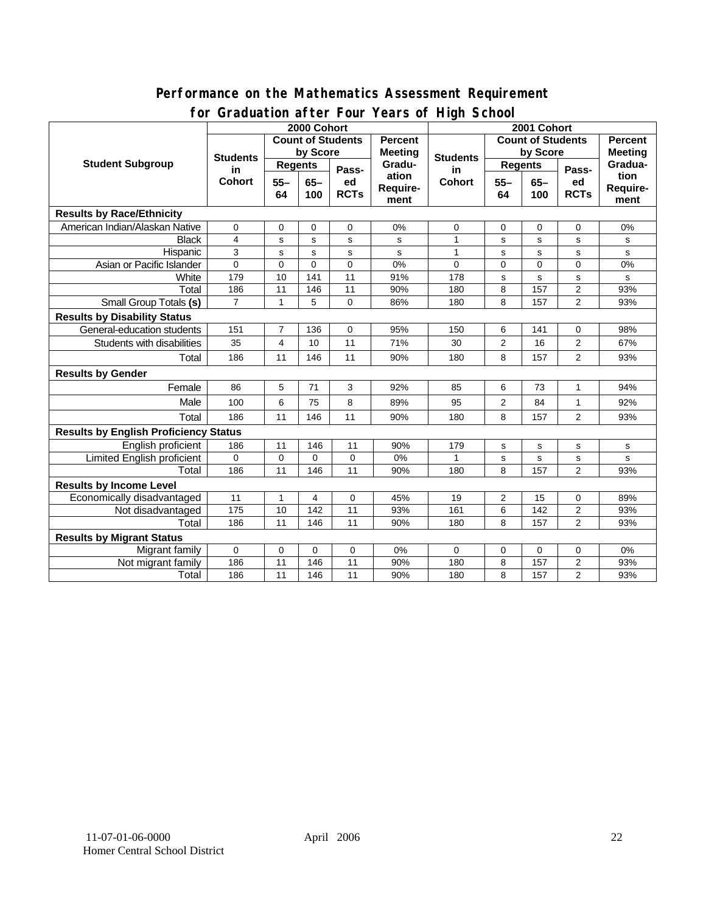## Performance on the Mathematics Assessment Requirement for Graduation after Four Years of High School

| Student Subgroup | 2000 Cohort | | | | | 2001 Cohort | | | | |
|---|---|---|---|---|---|---|---|---|---|---|
| | Students in Cohort | Count of Students by Score | | | Percent Meeting Graduation Requirement | Students in Cohort | Count of Students by Score | | | Percent Meeting Graduation Requirement |
| | | Regents | | Passed RCTs | | | Regents | | Passed RCTs | |
| | | 55–64 | 65–100 | | | | 55–64 | 65–100 | | |
| **Results by Race/Ethnicity** | | | | | | | | | | |
| American Indian/Alaskan Native | 0 | 0 | 0 | 0 | 0% | 0 | 0 | 0 | 0 | 0% |
| Black | 4 | s | s | s | s | 1 | s | s | s | s |
| Hispanic | 3 | s | s | s | s | 1 | s | s | s | s |
| Asian or Pacific Islander | 0 | 0 | 0 | 0 | 0% | 0 | 0 | 0 | 0 | 0% |
| White | 179 | 10 | 141 | 11 | 91% | 178 | s | s | s | s |
| Total | 186 | 11 | 146 | 11 | 90% | 180 | 8 | 157 | 2 | 93% |
| Small Group Totals **(s)** | 7 | 1 | 5 | 0 | 86% | 180 | 8 | 157 | 2 | 93% |
| **Results by Disability Status** | | | | | | | | | | |
| General-education students | 151 | 7 | 136 | 0 | 95% | 150 | 6 | 141 | 0 | 98% |
| Students with disabilities | 35 | 4 | 10 | 11 | 71% | 30 | 2 | 16 | 2 | 67% |
| Total | 186 | 11 | 146 | 11 | 90% | 180 | 8 | 157 | 2 | 93% |
| **Results by Gender** | | | | | | | | | | |
| Female | 86 | 5 | 71 | 3 | 92% | 85 | 6 | 73 | 1 | 94% |
| Male | 100 | 6 | 75 | 8 | 89% | 95 | 2 | 84 | 1 | 92% |
| Total | 186 | 11 | 146 | 11 | 90% | 180 | 8 | 157 | 2 | 93% |
| **Results by English Proficiency Status** | | | | | | | | | | |
| English proficient | 186 | 11 | 146 | 11 | 90% | 179 | s | s | s | s |
| Limited English proficient | 0 | 0 | 0 | 0 | 0% | 1 | s | s | s | s |
| Total | 186 | 11 | 146 | 11 | 90% | 180 | 8 | 157 | 2 | 93% |
| **Results by Income Level** | | | | | | | | | | |
| Economically disadvantaged | 11 | 1 | 4 | 0 | 45% | 19 | 2 | 15 | 0 | 89% |
| Not disadvantaged | 175 | 10 | 142 | 11 | 93% | 161 | 6 | 142 | 2 | 93% |
| Total | 186 | 11 | 146 | 11 | 90% | 180 | 8 | 157 | 2 | 93% |
| **Results by Migrant Status** | | | | | | | | | | |
| Migrant family | 0 | 0 | 0 | 0 | 0% | 0 | 0 | 0 | 0 | 0% |
| Not migrant family | 186 | 11 | 146 | 11 | 90% | 180 | 8 | 157 | 2 | 93% |
| Total | 186 | 11 | 146 | 11 | 90% | 180 | 8 | 157 | 2 | 93% |

11-07-01-06-0000
Homer Central School District

April 2006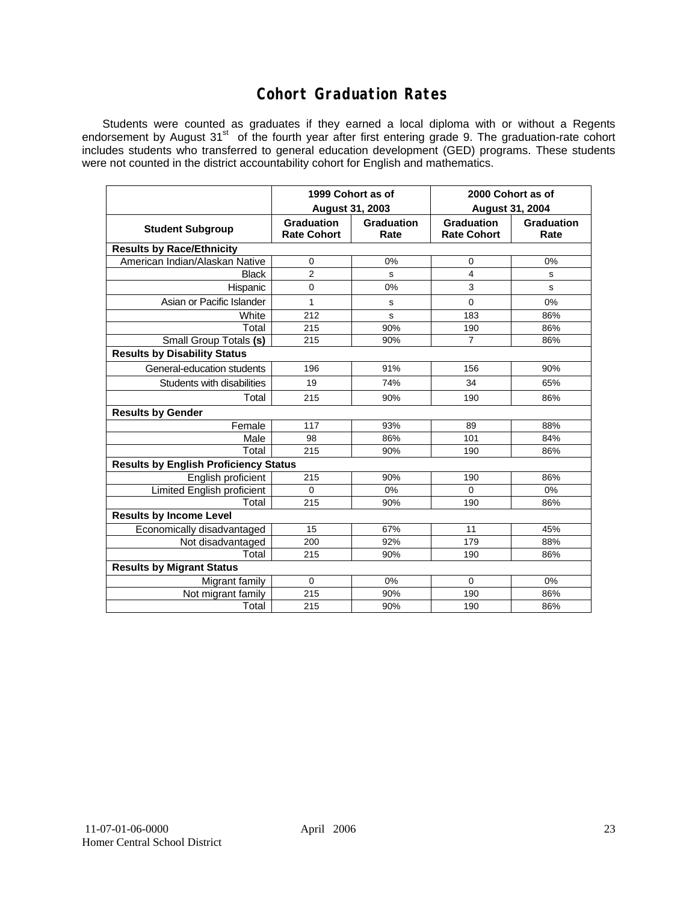# Cohort Graduation Rates

Students were counted as graduates if they earned a local diploma with or without a Regents endorsement by August 31st of the fourth year after first entering grade 9. The graduation-rate cohort includes students who transferred to general education development (GED) programs. These students were not counted in the district accountability cohort for English and mathematics.

| | 1999 Cohort as of August 31, 2003 | | 2000 Cohort as of August 31, 2004 | |
|---|---|---|---|---|
| **Student Subgroup** | **Graduation Rate Cohort** | **Graduation Rate** | **Graduation Rate Cohort** | **Graduation Rate** |
| **Results by Race/Ethnicity** | | | | |
| American Indian/Alaskan Native | 0 | 0% | 0 | 0% |
| Black | 2 | s | 4 | s |
| Hispanic | 0 | 0% | 3 | s |
| Asian or Pacific Islander | 1 | s | 0 | 0% |
| White | 212 | s | 183 | 86% |
| Total | 215 | 90% | 190 | 86% |
| Small Group Totals **(s)** | 215 | 90% | 7 | 86% |
| **Results by Disability Status** | | | | |
| General-education students | 196 | 91% | 156 | 90% |
| Students with disabilities | 19 | 74% | 34 | 65% |
| Total | 215 | 90% | 190 | 86% |
| **Results by Gender** | | | | |
| Female | 117 | 93% | 89 | 88% |
| Male | 98 | 86% | 101 | 84% |
| Total | 215 | 90% | 190 | 86% |
| **Results by English Proficiency Status** | | | | |
| English proficient | 215 | 90% | 190 | 86% |
| Limited English proficient | 0 | 0% | 0 | 0% |
| Total | 215 | 90% | 190 | 86% |
| **Results by Income Level** | | | | |
| Economically disadvantaged | 15 | 67% | 11 | 45% |
| Not disadvantaged | 200 | 92% | 179 | 88% |
| Total | 215 | 90% | 190 | 86% |
| **Results by Migrant Status** | | | | |
| Migrant family | 0 | 0% | 0 | 0% |
| Not migrant family | 215 | 90% | 190 | 86% |
| Total | 215 | 90% | 190 | 86% |

11-07-01-06-0000 April 2006
Homer Central School District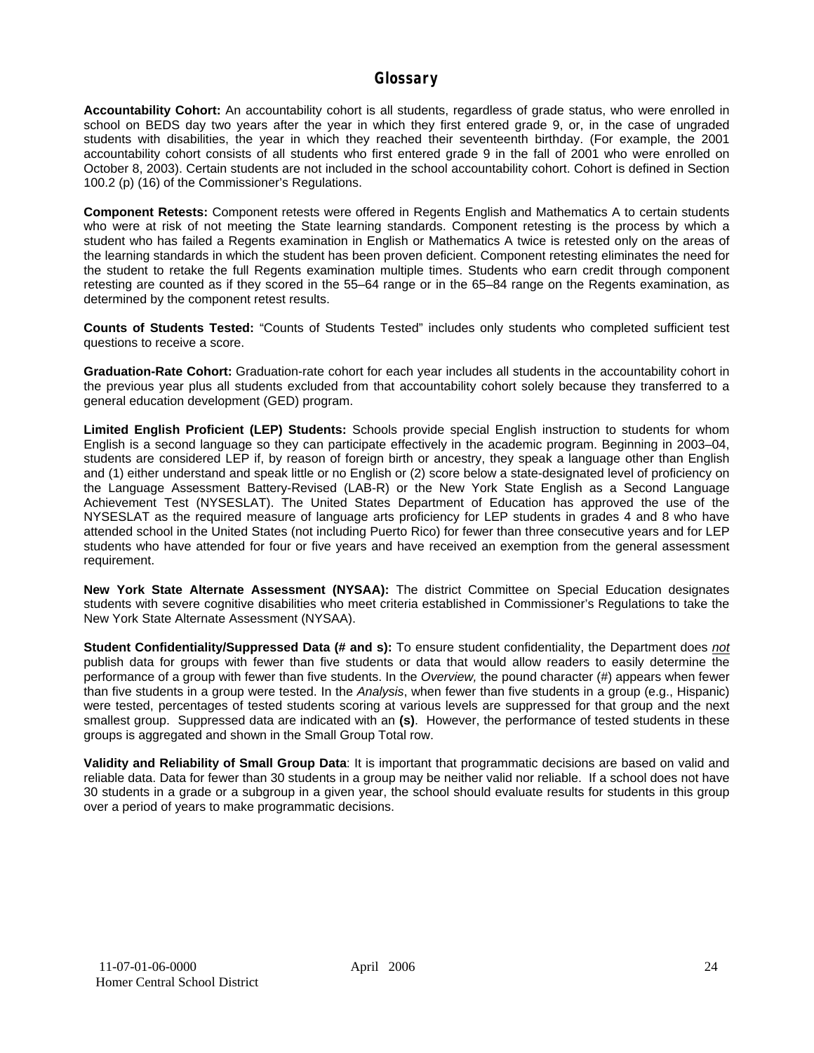## Glossary

**Accountability Cohort:** An accountability cohort is all students, regardless of grade status, who were enrolled in school on BEDS day two years after the year in which they first entered grade 9, or, in the case of ungraded students with disabilities, the year in which they reached their seventeenth birthday. (For example, the 2001 accountability cohort consists of all students who first entered grade 9 in the fall of 2001 who were enrolled on October 8, 2003). Certain students are not included in the school accountability cohort. Cohort is defined in Section 100.2 (p) (16) of the Commissioner's Regulations.

**Component Retests:** Component retests were offered in Regents English and Mathematics A to certain students who were at risk of not meeting the State learning standards. Component retesting is the process by which a student who has failed a Regents examination in English or Mathematics A twice is retested only on the areas of the learning standards in which the student has been proven deficient. Component retesting eliminates the need for the student to retake the full Regents examination multiple times. Students who earn credit through component retesting are counted as if they scored in the 55–64 range or in the 65–84 range on the Regents examination, as determined by the component retest results.

**Counts of Students Tested:** "Counts of Students Tested" includes only students who completed sufficient test questions to receive a score.

**Graduation-Rate Cohort:** Graduation-rate cohort for each year includes all students in the accountability cohort in the previous year plus all students excluded from that accountability cohort solely because they transferred to a general education development (GED) program.

**Limited English Proficient (LEP) Students:** Schools provide special English instruction to students for whom English is a second language so they can participate effectively in the academic program. Beginning in 2003–04, students are considered LEP if, by reason of foreign birth or ancestry, they speak a language other than English and (1) either understand and speak little or no English or (2) score below a state-designated level of proficiency on the Language Assessment Battery-Revised (LAB-R) or the New York State English as a Second Language Achievement Test (NYSESLAT). The United States Department of Education has approved the use of the NYSESLAT as the required measure of language arts proficiency for LEP students in grades 4 and 8 who have attended school in the United States (not including Puerto Rico) for fewer than three consecutive years and for LEP students who have attended for four or five years and have received an exemption from the general assessment requirement.

**New York State Alternate Assessment (NYSAA):** The district Committee on Special Education designates students with severe cognitive disabilities who meet criteria established in Commissioner's Regulations to take the New York State Alternate Assessment (NYSAA).

**Student Confidentiality/Suppressed Data (# and s):** To ensure student confidentiality, the Department does _not_ publish data for groups with fewer than five students or data that would allow readers to easily determine the performance of a group with fewer than five students. In the *Overview,* the pound character (#) appears when fewer than five students in a group were tested. In the *Analysis*, when fewer than five students in a group (e.g., Hispanic) were tested, percentages of tested students scoring at various levels are suppressed for that group and the next smallest group. Suppressed data are indicated with an **(s)**. However, the performance of tested students in these groups is aggregated and shown in the Small Group Total row.

**Validity and Reliability of Small Group Data**: It is important that programmatic decisions are based on valid and reliable data. Data for fewer than 30 students in a group may be neither valid nor reliable. If a school does not have 30 students in a grade or a subgroup in a given year, the school should evaluate results for students in this group over a period of years to make programmatic decisions.